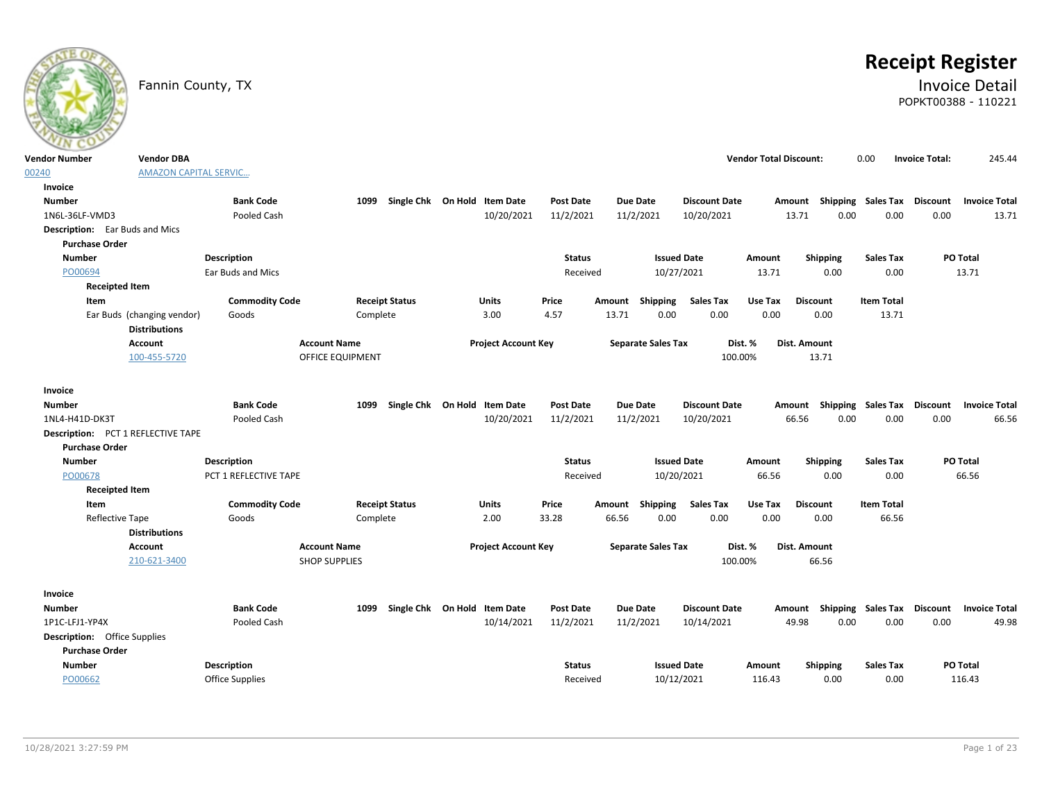# Receipt Register

Fannin County, TX

## Invoice Detail

POPKT00388 - 110221

| Vendor Number | Vendor DBA | Vendor Total Discount: | 0.00 | Invoice Total: | 245.44 |
|---|---|---|---|---|---|
| 00240 | AMAZON CAPITAL SERVIC... | | | | |

### Invoice

| Number | Bank Code | 1099 | Single Chk | On Hold | Item Date | Post Date | Due Date | Discount Date | Amount | Shipping | Sales Tax | Discount | Invoice Total |
|---|---|---|---|---|---|---|---|---|---|---|---|---|---|
| 1N6L-36LF-VMD3 | Pooled Cash | | | | 10/20/2021 | 11/2/2021 | 11/2/2021 | 10/20/2021 | 13.71 | 0.00 | 0.00 | 0.00 | 13.71 |

**Description:** Ear Buds and Mics

**Purchase Order**

| Number | Description | Status | Issued Date | Amount | Shipping | Sales Tax | PO Total |
|---|---|---|---|---|---|---|---|
| PO00694 | Ear Buds and Mics | Received | 10/27/2021 | 13.71 | 0.00 | 0.00 | 13.71 |

**Receipted Item**

| Item | Commodity Code | Receipt Status | Units | Price | Amount | Shipping | Sales Tax | Use Tax | Discount | Item Total |
|---|---|---|---|---|---|---|---|---|---|---|
| Ear Buds (changing vendor) | Goods | Complete | 3.00 | 4.57 | 13.71 | 0.00 | 0.00 | 0.00 | 0.00 | 13.71 |

**Distributions**

| Account | Account Name | Project Account Key | Separate Sales Tax | Dist. % | Dist. Amount |
|---|---|---|---|---|---|
| 100-455-5720 | OFFICE EQUIPMENT | | | 100.00% | 13.71 |

### Invoice

| Number | Bank Code | 1099 | Single Chk | On Hold | Item Date | Post Date | Due Date | Discount Date | Amount | Shipping | Sales Tax | Discount | Invoice Total |
|---|---|---|---|---|---|---|---|---|---|---|---|---|---|
| 1NL4-H41D-DK3T | Pooled Cash | | | | 10/20/2021 | 11/2/2021 | 11/2/2021 | 10/20/2021 | 66.56 | 0.00 | 0.00 | 0.00 | 66.56 |

**Description:** PCT 1 REFLECTIVE TAPE

**Purchase Order**

| Number | Description | Status | Issued Date | Amount | Shipping | Sales Tax | PO Total |
|---|---|---|---|---|---|---|---|
| PO00678 | PCT 1 REFLECTIVE TAPE | Received | 10/20/2021 | 66.56 | 0.00 | 0.00 | 66.56 |

**Receipted Item**

| Item | Commodity Code | Receipt Status | Units | Price | Amount | Shipping | Sales Tax | Use Tax | Discount | Item Total |
|---|---|---|---|---|---|---|---|---|---|---|
| Reflective Tape | Goods | Complete | 2.00 | 33.28 | 66.56 | 0.00 | 0.00 | 0.00 | 0.00 | 66.56 |

**Distributions**

| Account | Account Name | Project Account Key | Separate Sales Tax | Dist. % | Dist. Amount |
|---|---|---|---|---|---|
| 210-621-3400 | SHOP SUPPLIES | | | 100.00% | 66.56 |

### Invoice

| Number | Bank Code | 1099 | Single Chk | On Hold | Item Date | Post Date | Due Date | Discount Date | Amount | Shipping | Sales Tax | Discount | Invoice Total |
|---|---|---|---|---|---|---|---|---|---|---|---|---|---|
| 1P1C-LFJ1-YP4X | Pooled Cash | | | | 10/14/2021 | 11/2/2021 | 11/2/2021 | 10/14/2021 | 49.98 | 0.00 | 0.00 | 0.00 | 49.98 |

**Description:** Office Supplies

**Purchase Order**

| Number | Description | Status | Issued Date | Amount | Shipping | Sales Tax | PO Total |
|---|---|---|---|---|---|---|---|
| PO00662 | Office Supplies | Received | 10/12/2021 | 116.43 | 0.00 | 0.00 | 116.43 |

10/28/2021 3:27:59 PM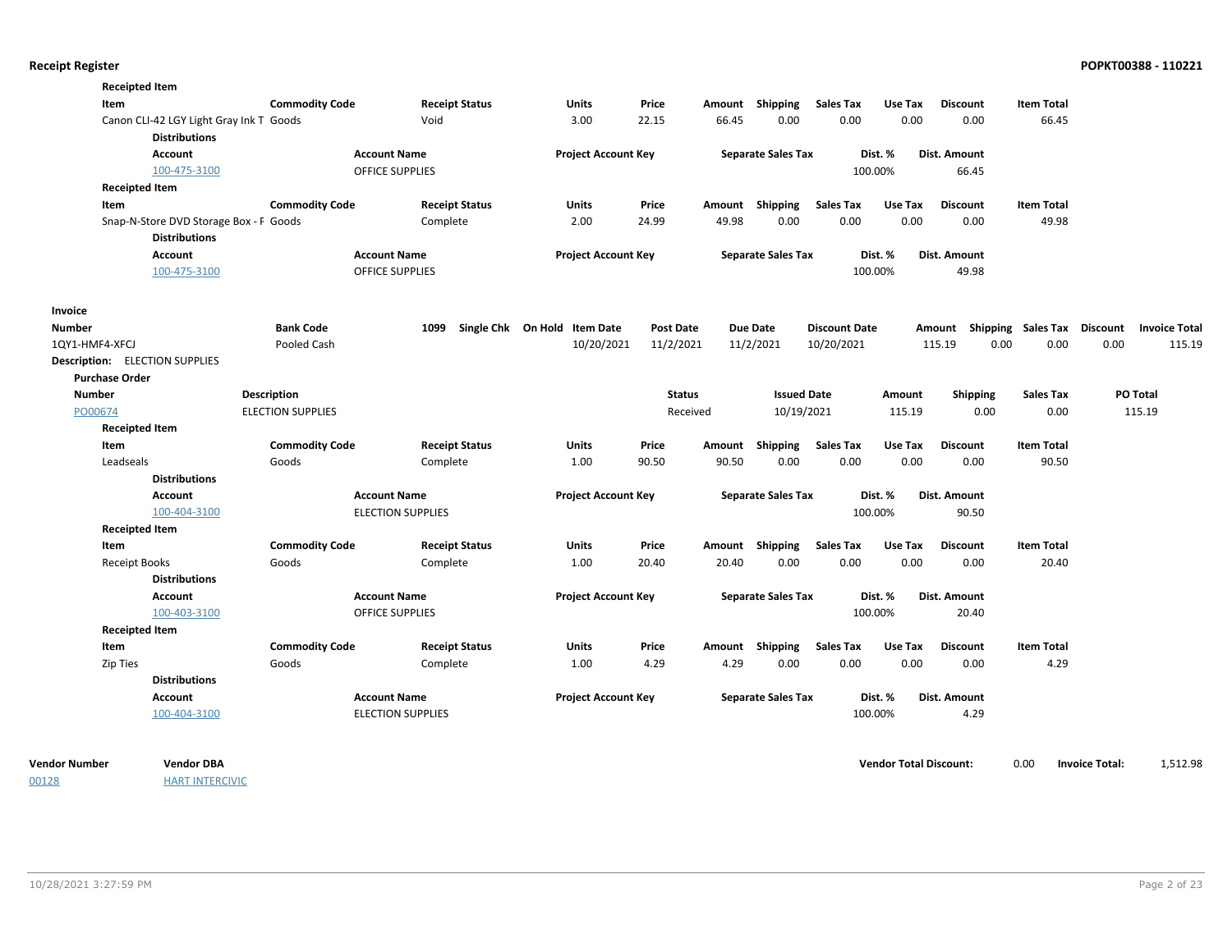**Receipted Item**

| Item | Commodity Code | Receipt Status | Units | Price | Amount | Shipping | Sales Tax | Use Tax | Discount | Item Total |
|---|---|---|---|---|---|---|---|---|---|---|
| Canon CLI-42 LGY Light Gray Ink T | Goods | Void | 3.00 | 22.15 | 66.45 | 0.00 | 0.00 | 0.00 | 0.00 | 66.45 |

**Distributions**

| Account | Account Name | Project Account Key | Separate Sales Tax | Dist. % | Dist. Amount |
|---|---|---|---|---|---|
| 100-475-3100 | OFFICE SUPPLIES | | | 100.00% | 66.45 |

**Receipted Item**

| Item | Commodity Code | Receipt Status | Units | Price | Amount | Shipping | Sales Tax | Use Tax | Discount | Item Total |
|---|---|---|---|---|---|---|---|---|---|---|
| Snap-N-Store DVD Storage Box - F | Goods | Complete | 2.00 | 24.99 | 49.98 | 0.00 | 0.00 | 0.00 | 0.00 | 49.98 |

**Distributions**

| Account | Account Name | Project Account Key | Separate Sales Tax | Dist. % | Dist. Amount |
|---|---|---|---|---|---|
| 100-475-3100 | OFFICE SUPPLIES | | | 100.00% | 49.98 |

**Invoice**

| Number | Bank Code | 1099 | Single Chk | On Hold | Item Date | Post Date | Due Date | Discount Date | Amount | Shipping | Sales Tax | Discount | Invoice Total |
|---|---|---|---|---|---|---|---|---|---|---|---|---|---|
| 1QY1-HMF4-XFCJ | Pooled Cash | | | | 10/20/2021 | 11/2/2021 | 11/2/2021 | 10/20/2021 | 115.19 | 0.00 | 0.00 | 0.00 | 115.19 |

**Description:** ELECTION SUPPLIES

**Purchase Order**

| Number | Description | Status | Issued Date | Amount | Shipping | Sales Tax | PO Total |
|---|---|---|---|---|---|---|---|
| PO00674 | ELECTION SUPPLIES | Received | 10/19/2021 | 115.19 | 0.00 | 0.00 | 115.19 |

**Receipted Item**

| Item | Commodity Code | Receipt Status | Units | Price | Amount | Shipping | Sales Tax | Use Tax | Discount | Item Total |
|---|---|---|---|---|---|---|---|---|---|---|
| Leadseals | Goods | Complete | 1.00 | 90.50 | 90.50 | 0.00 | 0.00 | 0.00 | 0.00 | 90.50 |

**Distributions**

| Account | Account Name | Project Account Key | Separate Sales Tax | Dist. % | Dist. Amount |
|---|---|---|---|---|---|
| 100-404-3100 | ELECTION SUPPLIES | | | 100.00% | 90.50 |

**Receipted Item**

| Item | Commodity Code | Receipt Status | Units | Price | Amount | Shipping | Sales Tax | Use Tax | Discount | Item Total |
|---|---|---|---|---|---|---|---|---|---|---|
| Receipt Books | Goods | Complete | 1.00 | 20.40 | 20.40 | 0.00 | 0.00 | 0.00 | 0.00 | 20.40 |

**Distributions**

| Account | Account Name | Project Account Key | Separate Sales Tax | Dist. % | Dist. Amount |
|---|---|---|---|---|---|
| 100-403-3100 | OFFICE SUPPLIES | | | 100.00% | 20.40 |

**Receipted Item**

| Item | Commodity Code | Receipt Status | Units | Price | Amount | Shipping | Sales Tax | Use Tax | Discount | Item Total |
|---|---|---|---|---|---|---|---|---|---|---|
| Zip Ties | Goods | Complete | 1.00 | 4.29 | 4.29 | 0.00 | 0.00 | 0.00 | 0.00 | 4.29 |

**Distributions**

| Account | Account Name | Project Account Key | Separate Sales Tax | Dist. % | Dist. Amount |
|---|---|---|---|---|---|
| 100-404-3100 | ELECTION SUPPLIES | | | 100.00% | 4.29 |

| Vendor Number | Vendor DBA | Vendor Total Discount: | 0.00 | Invoice Total: | 1,512.98 |
|---|---|---|---|---|---|
| 00128 | HART INTERCIVIC | | | | |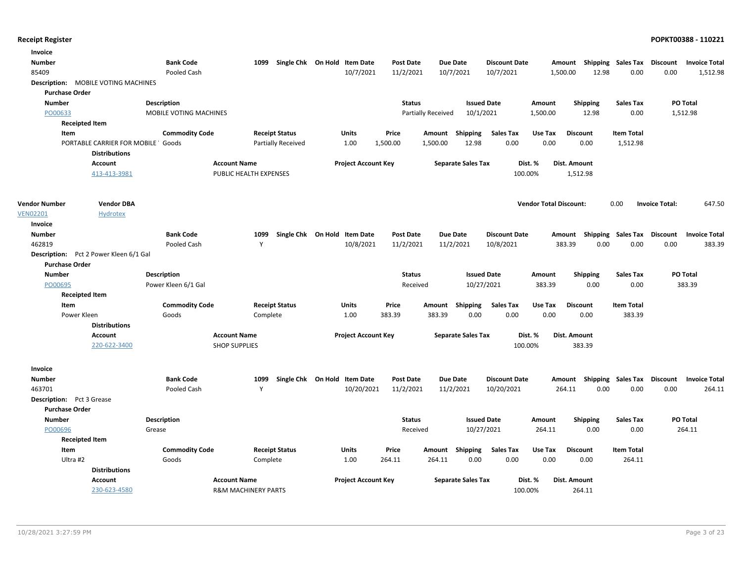**Invoice**

| Number | Bank Code | 1099 | Single Chk | On Hold | Item Date | Post Date | Due Date | Discount Date | Amount | Shipping | Sales Tax | Discount | Invoice Total |
|---|---|---|---|---|---|---|---|---|---|---|---|---|---|
| 85409 | Pooled Cash | | | | 10/7/2021 | 11/2/2021 | 10/7/2021 | 10/7/2021 | 1,500.00 | 12.98 | 0.00 | 0.00 | 1,512.98 |

**Description:** MOBILE VOTING MACHINES

**Purchase Order**

| Number | Description | Status | Issued Date | Amount | Shipping | Sales Tax | PO Total |
|---|---|---|---|---|---|---|---|
| PO00633 | MOBILE VOTING MACHINES | Partially Received | 10/1/2021 | 1,500.00 | 12.98 | 0.00 | 1,512.98 |

**Receipted Item**

| Item | Commodity Code | Receipt Status | Units | Price | Amount | Shipping | Sales Tax | Use Tax | Discount | Item Total |
|---|---|---|---|---|---|---|---|---|---|---|
| PORTABLE CARRIER FOR MOBILE ' | Goods | Partially Received | 1.00 | 1,500.00 | 1,500.00 | 12.98 | 0.00 | 0.00 | 0.00 | 1,512.98 |

**Distributions**

| Account | Account Name | Project Account Key | Separate Sales Tax | Dist. % | Dist. Amount |
|---|---|---|---|---|---|
| 413-413-3981 | PUBLIC HEALTH EXPENSES | | | 100.00% | 1,512.98 |

| Vendor Number | Vendor DBA | Vendor Total Discount: | 0.00 | Invoice Total: | 647.50 |
|---|---|---|---|---|---|
| VEN02201 | Hydrotex | | | | |

**Invoice**

| Number | Bank Code | 1099 | Single Chk | On Hold | Item Date | Post Date | Due Date | Discount Date | Amount | Shipping | Sales Tax | Discount | Invoice Total |
|---|---|---|---|---|---|---|---|---|---|---|---|---|---|
| 462819 | Pooled Cash | Y | | | 10/8/2021 | 11/2/2021 | 11/2/2021 | 10/8/2021 | 383.39 | 0.00 | 0.00 | 0.00 | 383.39 |

**Description:** Pct 2 Power Kleen 6/1 Gal

**Purchase Order**

| Number | Description | Status | Issued Date | Amount | Shipping | Sales Tax | PO Total |
|---|---|---|---|---|---|---|---|
| PO00695 | Power Kleen 6/1 Gal | Received | 10/27/2021 | 383.39 | 0.00 | 0.00 | 383.39 |

**Receipted Item**

| Item | Commodity Code | Receipt Status | Units | Price | Amount | Shipping | Sales Tax | Use Tax | Discount | Item Total |
|---|---|---|---|---|---|---|---|---|---|---|
| Power Kleen | Goods | Complete | 1.00 | 383.39 | 383.39 | 0.00 | 0.00 | 0.00 | 0.00 | 383.39 |

**Distributions**

| Account | Account Name | Project Account Key | Separate Sales Tax | Dist. % | Dist. Amount |
|---|---|---|---|---|---|
| 220-622-3400 | SHOP SUPPLIES | | | 100.00% | 383.39 |

**Invoice**

| Number | Bank Code | 1099 | Single Chk | On Hold | Item Date | Post Date | Due Date | Discount Date | Amount | Shipping | Sales Tax | Discount | Invoice Total |
|---|---|---|---|---|---|---|---|---|---|---|---|---|---|
| 463701 | Pooled Cash | Y | | | 10/20/2021 | 11/2/2021 | 11/2/2021 | 10/20/2021 | 264.11 | 0.00 | 0.00 | 0.00 | 264.11 |

**Description:** Pct 3 Grease

**Purchase Order**

| Number | Description | Status | Issued Date | Amount | Shipping | Sales Tax | PO Total |
|---|---|---|---|---|---|---|---|
| PO00696 | Grease | Received | 10/27/2021 | 264.11 | 0.00 | 0.00 | 264.11 |

**Receipted Item**

| Item | Commodity Code | Receipt Status | Units | Price | Amount | Shipping | Sales Tax | Use Tax | Discount | Item Total |
|---|---|---|---|---|---|---|---|---|---|---|
| Ultra #2 | Goods | Complete | 1.00 | 264.11 | 264.11 | 0.00 | 0.00 | 0.00 | 0.00 | 264.11 |

**Distributions**

| Account | Account Name | Project Account Key | Separate Sales Tax | Dist. % | Dist. Amount |
|---|---|---|---|---|---|
| 230-623-4580 | R&M MACHINERY PARTS | | | 100.00% | 264.11 |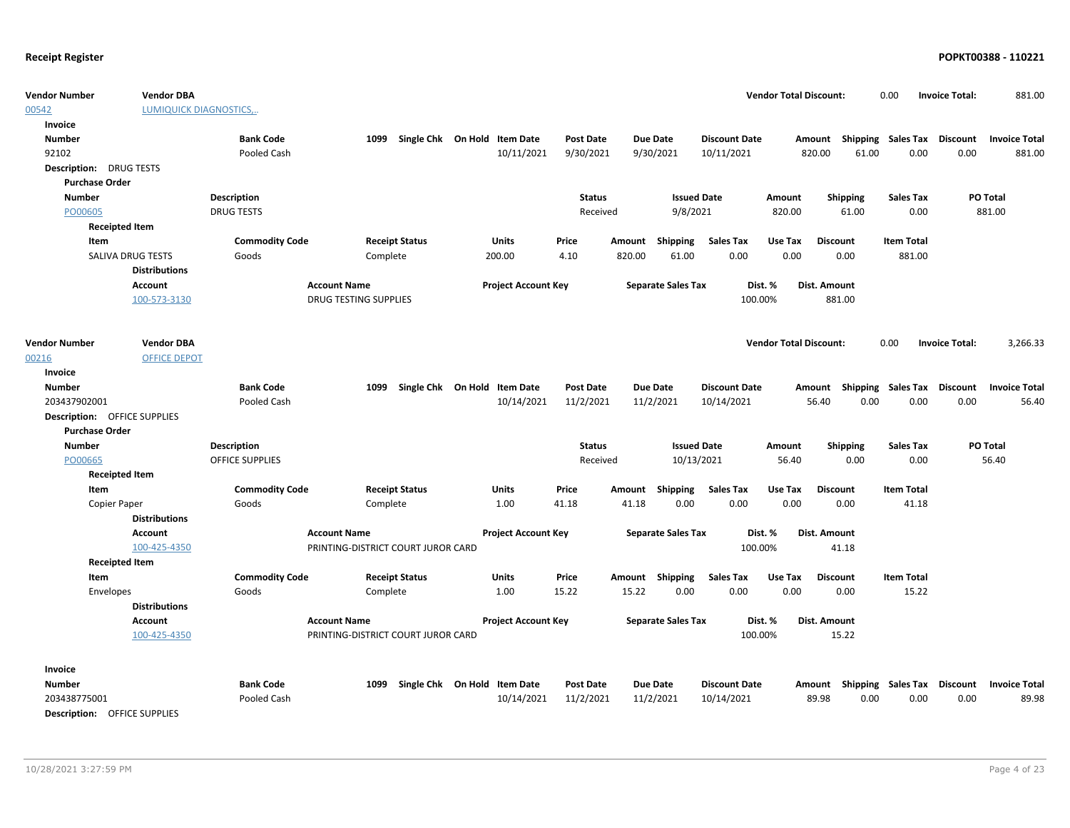**Receipt Register** | **POPKT00388 - 110221**

| Vendor Number | Vendor DBA | Vendor Total Discount: | 0.00 | Invoice Total: | 881.00 |
|---|---|---|---|---|---|
| 00542 | LUMIQUICK DIAGNOSTICS,.. | | | | |

**Invoice**

| Number | Bank Code | 1099 | Single Chk | On Hold | Item Date | Post Date | Due Date | Discount Date | Amount | Shipping | Sales Tax | Discount | Invoice Total |
|---|---|---|---|---|---|---|---|---|---|---|---|---|---|
| 92102 | Pooled Cash | | | | 10/11/2021 | 9/30/2021 | 9/30/2021 | 10/11/2021 | 820.00 | 61.00 | 0.00 | 0.00 | 881.00 |

**Description:** DRUG TESTS

**Purchase Order**

| Number | Description | Status | Issued Date | Amount | Shipping | Sales Tax | PO Total |
|---|---|---|---|---|---|---|---|
| PO00605 | DRUG TESTS | Received | 9/8/2021 | 820.00 | 61.00 | 0.00 | 881.00 |

**Receipted Item**

| Item | Commodity Code | Receipt Status | Units | Price | Amount | Shipping | Sales Tax | Use Tax | Discount | Item Total |
|---|---|---|---|---|---|---|---|---|---|---|
| SALIVA DRUG TESTS | Goods | Complete | 200.00 | 4.10 | 820.00 | 61.00 | 0.00 | 0.00 | 0.00 | 881.00 |

**Distributions**

| Account | Account Name | Project Account Key | Separate Sales Tax | Dist. % | Dist. Amount |
|---|---|---|---|---|---|
| 100-573-3130 | DRUG TESTING SUPPLIES | | | 100.00% | 881.00 |

| Vendor Number | Vendor DBA | Vendor Total Discount: | 0.00 | Invoice Total: | 3,266.33 |
|---|---|---|---|---|---|
| 00216 | OFFICE DEPOT | | | | |

**Invoice**

| Number | Bank Code | 1099 | Single Chk | On Hold | Item Date | Post Date | Due Date | Discount Date | Amount | Shipping | Sales Tax | Discount | Invoice Total |
|---|---|---|---|---|---|---|---|---|---|---|---|---|---|
| 203437902001 | Pooled Cash | | | | 10/14/2021 | 11/2/2021 | 11/2/2021 | 10/14/2021 | 56.40 | 0.00 | 0.00 | 0.00 | 56.40 |

**Description:** OFFICE SUPPLIES

**Purchase Order**

| Number | Description | Status | Issued Date | Amount | Shipping | Sales Tax | PO Total |
|---|---|---|---|---|---|---|---|
| PO00665 | OFFICE SUPPLIES | Received | 10/13/2021 | 56.40 | 0.00 | 0.00 | 56.40 |

**Receipted Item**

| Item | Commodity Code | Receipt Status | Units | Price | Amount | Shipping | Sales Tax | Use Tax | Discount | Item Total |
|---|---|---|---|---|---|---|---|---|---|---|
| Copier Paper | Goods | Complete | 1.00 | 41.18 | 41.18 | 0.00 | 0.00 | 0.00 | 0.00 | 41.18 |

**Distributions**

| Account | Account Name | Project Account Key | Separate Sales Tax | Dist. % | Dist. Amount |
|---|---|---|---|---|---|
| 100-425-4350 | PRINTING-DISTRICT COURT JUROR CARD | | | 100.00% | 41.18 |

**Receipted Item**

| Item | Commodity Code | Receipt Status | Units | Price | Amount | Shipping | Sales Tax | Use Tax | Discount | Item Total |
|---|---|---|---|---|---|---|---|---|---|---|
| Envelopes | Goods | Complete | 1.00 | 15.22 | 15.22 | 0.00 | 0.00 | 0.00 | 0.00 | 15.22 |

**Distributions**

| Account | Account Name | Project Account Key | Separate Sales Tax | Dist. % | Dist. Amount |
|---|---|---|---|---|---|
| 100-425-4350 | PRINTING-DISTRICT COURT JUROR CARD | | | 100.00% | 15.22 |

**Invoice**

| Number | Bank Code | 1099 | Single Chk | On Hold | Item Date | Post Date | Due Date | Discount Date | Amount | Shipping | Sales Tax | Discount | Invoice Total |
|---|---|---|---|---|---|---|---|---|---|---|---|---|---|
| 203438775001 | Pooled Cash | | | | 10/14/2021 | 11/2/2021 | 11/2/2021 | 10/14/2021 | 89.98 | 0.00 | 0.00 | 0.00 | 89.98 |

**Description:** OFFICE SUPPLIES

10/28/2021 3:27:59 PM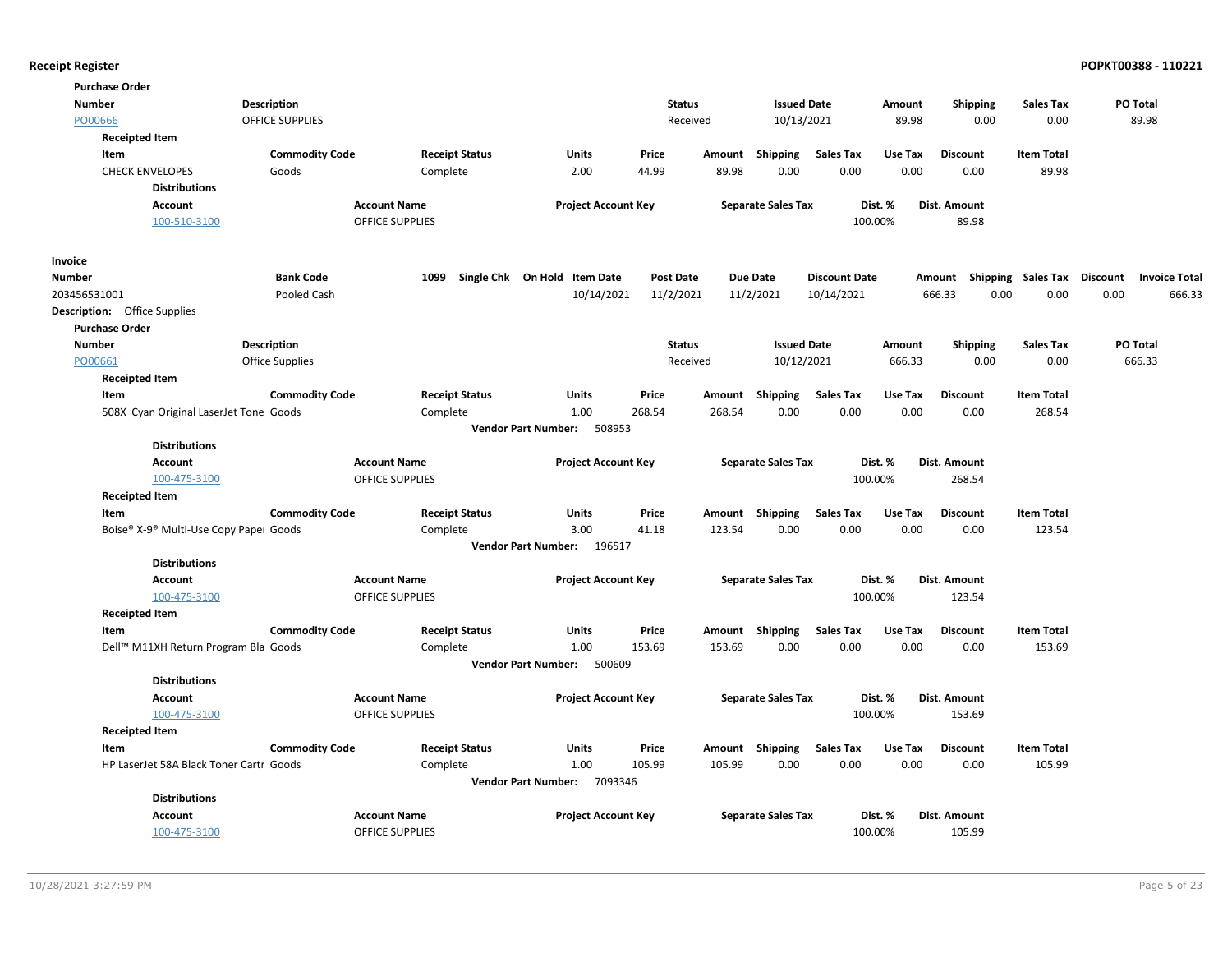## Receipt Register

**Purchase Order**

| Number | Description | Status | Issued Date | Amount | Shipping | Sales Tax | PO Total |
|---|---|---|---|---|---|---|---|
| PO00666 | OFFICE SUPPLIES | Received | 10/13/2021 | 89.98 | 0.00 | 0.00 | 89.98 |

**Receipted Item**

| Item | Commodity Code | Receipt Status | Units | Price | Amount | Shipping | Sales Tax | Use Tax | Discount | Item Total |
|---|---|---|---|---|---|---|---|---|---|---|
| CHECK ENVELOPES | Goods | Complete | 2.00 | 44.99 | 89.98 | 0.00 | 0.00 | 0.00 | 0.00 | 89.98 |

**Distributions**

| Account | Account Name | Project Account Key | Separate Sales Tax | Dist. % | Dist. Amount |
|---|---|---|---|---|---|
| 100-510-3100 | OFFICE SUPPLIES | | | 100.00% | 89.98 |

**Invoice**

| Number | Bank Code | 1099 | Single Chk | On Hold | Item Date | Post Date | Due Date | Discount Date | Amount | Shipping | Sales Tax | Discount | Invoice Total |
|---|---|---|---|---|---|---|---|---|---|---|---|---|---|
| 203456531001 | Pooled Cash | | | | 10/14/2021 | 11/2/2021 | 11/2/2021 | 10/14/2021 | 666.33 | 0.00 | 0.00 | 0.00 | 666.33 |

**Description:** Office Supplies

**Purchase Order**

| Number | Description | Status | Issued Date | Amount | Shipping | Sales Tax | PO Total |
|---|---|---|---|---|---|---|---|
| PO00661 | Office Supplies | Received | 10/12/2021 | 666.33 | 0.00 | 0.00 | 666.33 |

**Receipted Item**

| Item | Commodity Code | Receipt Status | Units | Price | Amount | Shipping | Sales Tax | Use Tax | Discount | Item Total |
|---|---|---|---|---|---|---|---|---|---|---|
| 508X Cyan Original LaserJet Tone | Goods | Complete | 1.00 | 268.54 | 268.54 | 0.00 | 0.00 | 0.00 | 0.00 | 268.54 |

**Vendor Part Number:** 508953

**Distributions**

| Account | Account Name | Project Account Key | Separate Sales Tax | Dist. % | Dist. Amount |
|---|---|---|---|---|---|
| 100-475-3100 | OFFICE SUPPLIES | | | 100.00% | 268.54 |

**Receipted Item**

| Item | Commodity Code | Receipt Status | Units | Price | Amount | Shipping | Sales Tax | Use Tax | Discount | Item Total |
|---|---|---|---|---|---|---|---|---|---|---|
| Boise® X-9® Multi-Use Copy Pape | Goods | Complete | 3.00 | 41.18 | 123.54 | 0.00 | 0.00 | 0.00 | 0.00 | 123.54 |

**Vendor Part Number:** 196517

**Distributions**

| Account | Account Name | Project Account Key | Separate Sales Tax | Dist. % | Dist. Amount |
|---|---|---|---|---|---|
| 100-475-3100 | OFFICE SUPPLIES | | | 100.00% | 123.54 |

**Receipted Item**

| Item | Commodity Code | Receipt Status | Units | Price | Amount | Shipping | Sales Tax | Use Tax | Discount | Item Total |
|---|---|---|---|---|---|---|---|---|---|---|
| Dell™ M11XH Return Program Bla | Goods | Complete | 1.00 | 153.69 | 153.69 | 0.00 | 0.00 | 0.00 | 0.00 | 153.69 |

**Vendor Part Number:** 500609

**Distributions**

| Account | Account Name | Project Account Key | Separate Sales Tax | Dist. % | Dist. Amount |
|---|---|---|---|---|---|
| 100-475-3100 | OFFICE SUPPLIES | | | 100.00% | 153.69 |

**Receipted Item**

| Item | Commodity Code | Receipt Status | Units | Price | Amount | Shipping | Sales Tax | Use Tax | Discount | Item Total |
|---|---|---|---|---|---|---|---|---|---|---|
| HP LaserJet 58A Black Toner Cartr | Goods | Complete | 1.00 | 105.99 | 105.99 | 0.00 | 0.00 | 0.00 | 0.00 | 105.99 |

**Vendor Part Number:** 7093346

**Distributions**

| Account | Account Name | Project Account Key | Separate Sales Tax | Dist. % | Dist. Amount |
|---|---|---|---|---|---|
| 100-475-3100 | OFFICE SUPPLIES | | | 100.00% | 105.99 |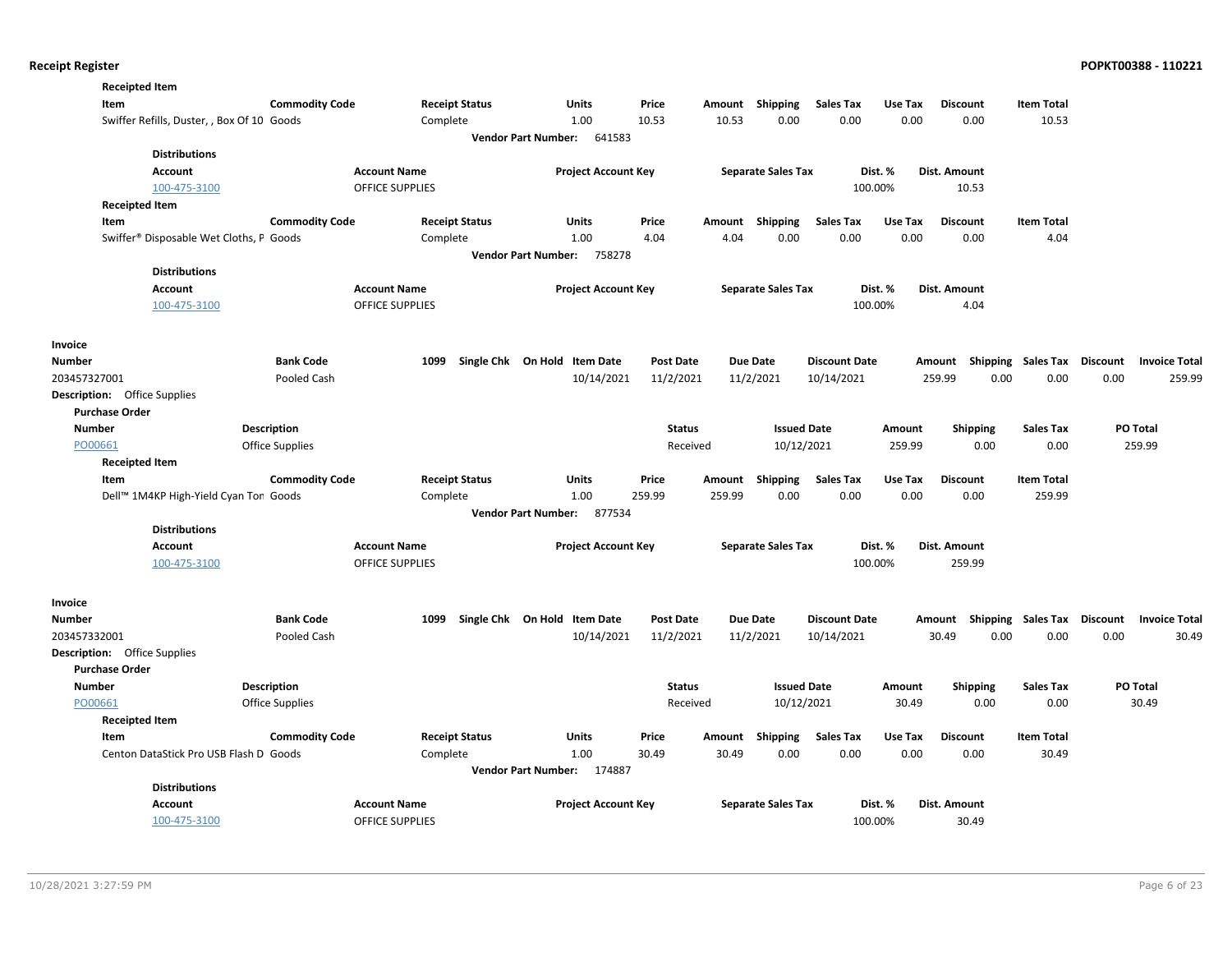**Receipted Item**

| Item | Commodity Code | Receipt Status | Units | Price | Amount | Shipping | Sales Tax | Use Tax | Discount | Item Total |
|---|---|---|---|---|---|---|---|---|---|---|
| Swiffer Refills, Duster, , Box Of 10 | Goods | Complete | 1.00 | 10.53 | 10.53 | 0.00 | 0.00 | 0.00 | 0.00 | 10.53 |

**Vendor Part Number:** 641583

**Distributions**

| Account | Account Name | Project Account Key | Separate Sales Tax | Dist. % | Dist. Amount |
|---|---|---|---|---|---|
| 100-475-3100 | OFFICE SUPPLIES | | | 100.00% | 10.53 |

**Receipted Item**

| Item | Commodity Code | Receipt Status | Units | Price | Amount | Shipping | Sales Tax | Use Tax | Discount | Item Total |
|---|---|---|---|---|---|---|---|---|---|---|
| Swiffer® Disposable Wet Cloths, P | Goods | Complete | 1.00 | 4.04 | 4.04 | 0.00 | 0.00 | 0.00 | 0.00 | 4.04 |

**Vendor Part Number:** 758278

**Distributions**

| Account | Account Name | Project Account Key | Separate Sales Tax | Dist. % | Dist. Amount |
|---|---|---|---|---|---|
| 100-475-3100 | OFFICE SUPPLIES | | | 100.00% | 4.04 |

**Invoice**

| Number | Bank Code | 1099 | Single Chk | On Hold | Item Date | Post Date | Due Date | Discount Date | Amount | Shipping | Sales Tax | Discount | Invoice Total |
|---|---|---|---|---|---|---|---|---|---|---|---|---|---|
| 203457327001 | Pooled Cash | | | | 10/14/2021 | 11/2/2021 | 11/2/2021 | 10/14/2021 | 259.99 | 0.00 | 0.00 | 0.00 | 259.99 |

**Description:** Office Supplies

**Purchase Order**

| Number | Description | Status | Issued Date | Amount | Shipping | Sales Tax | PO Total |
|---|---|---|---|---|---|---|---|
| PO00661 | Office Supplies | Received | 10/12/2021 | 259.99 | 0.00 | 0.00 | 259.99 |

**Receipted Item**

| Item | Commodity Code | Receipt Status | Units | Price | Amount | Shipping | Sales Tax | Use Tax | Discount | Item Total |
|---|---|---|---|---|---|---|---|---|---|---|
| Dell™ 1M4KP High-Yield Cyan Ton | Goods | Complete | 1.00 | 259.99 | 259.99 | 0.00 | 0.00 | 0.00 | 0.00 | 259.99 |

**Vendor Part Number:** 877534

**Distributions**

| Account | Account Name | Project Account Key | Separate Sales Tax | Dist. % | Dist. Amount |
|---|---|---|---|---|---|
| 100-475-3100 | OFFICE SUPPLIES | | | 100.00% | 259.99 |

**Invoice**

| Number | Bank Code | 1099 | Single Chk | On Hold | Item Date | Post Date | Due Date | Discount Date | Amount | Shipping | Sales Tax | Discount | Invoice Total |
|---|---|---|---|---|---|---|---|---|---|---|---|---|---|
| 203457332001 | Pooled Cash | | | | 10/14/2021 | 11/2/2021 | 11/2/2021 | 10/14/2021 | 30.49 | 0.00 | 0.00 | 0.00 | 30.49 |

**Description:** Office Supplies

**Purchase Order**

| Number | Description | Status | Issued Date | Amount | Shipping | Sales Tax | PO Total |
|---|---|---|---|---|---|---|---|
| PO00661 | Office Supplies | Received | 10/12/2021 | 30.49 | 0.00 | 0.00 | 30.49 |

**Receipted Item**

| Item | Commodity Code | Receipt Status | Units | Price | Amount | Shipping | Sales Tax | Use Tax | Discount | Item Total |
|---|---|---|---|---|---|---|---|---|---|---|
| Centon DataStick Pro USB Flash D | Goods | Complete | 1.00 | 30.49 | 30.49 | 0.00 | 0.00 | 0.00 | 0.00 | 30.49 |

**Vendor Part Number:** 174887

**Distributions**

| Account | Account Name | Project Account Key | Separate Sales Tax | Dist. % | Dist. Amount |
|---|---|---|---|---|---|
| 100-475-3100 | OFFICE SUPPLIES | | | 100.00% | 30.49 |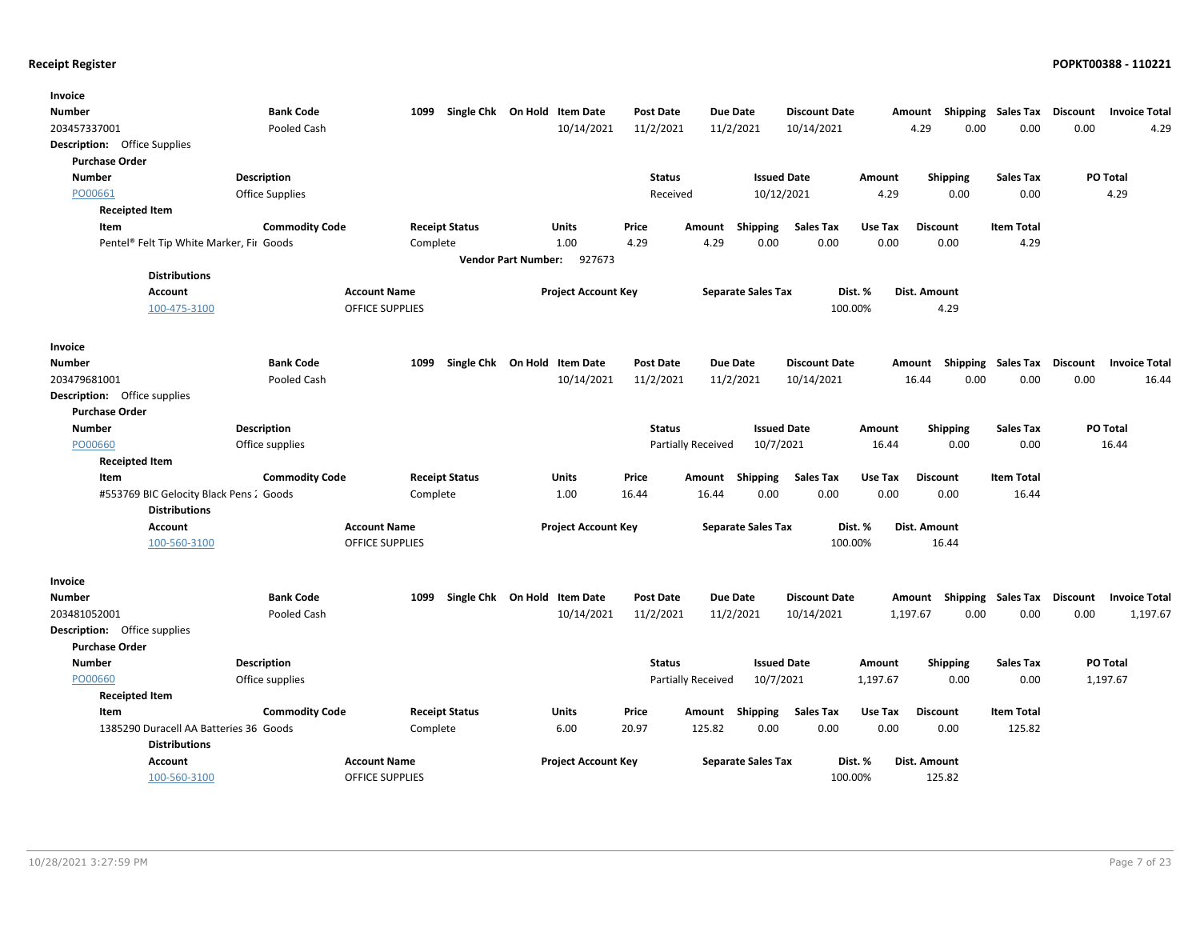**Receipt Register**

**POPKT00388 - 110221**

**Invoice**

| Number | Bank Code | 1099 | Single Chk | On Hold | Item Date | Post Date | Due Date | Discount Date | Amount | Shipping | Sales Tax | Discount | Invoice Total |
|---|---|---|---|---|---|---|---|---|---|---|---|---|---|
| 203457337001 | Pooled Cash | | | | 10/14/2021 | 11/2/2021 | 11/2/2021 | 10/14/2021 | 4.29 | 0.00 | 0.00 | 0.00 | 4.29 |

**Description:** Office Supplies

**Purchase Order**

| Number | Description | Status | Issued Date | Amount | Shipping | Sales Tax | PO Total |
|---|---|---|---|---|---|---|---|
| PO00661 | Office Supplies | Received | 10/12/2021 | 4.29 | 0.00 | 0.00 | 4.29 |

**Receipted Item**

| Item | Commodity Code | Receipt Status | Units | Price | Amount | Shipping | Sales Tax | Use Tax | Discount | Item Total |
|---|---|---|---|---|---|---|---|---|---|---|
| Pentel® Felt Tip White Marker, Fi | Goods | Complete | 1.00 | 4.29 | 4.29 | 0.00 | 0.00 | 0.00 | 0.00 | 4.29 |

**Vendor Part Number:** 927673

**Distributions**

| Account | Account Name | Project Account Key | Separate Sales Tax | Dist. % | Dist. Amount |
|---|---|---|---|---|---|
| 100-475-3100 | OFFICE SUPPLIES | | | 100.00% | 4.29 |

**Invoice**

| Number | Bank Code | 1099 | Single Chk | On Hold | Item Date | Post Date | Due Date | Discount Date | Amount | Shipping | Sales Tax | Discount | Invoice Total |
|---|---|---|---|---|---|---|---|---|---|---|---|---|---|
| 203479681001 | Pooled Cash | | | | 10/14/2021 | 11/2/2021 | 11/2/2021 | 10/14/2021 | 16.44 | 0.00 | 0.00 | 0.00 | 16.44 |

**Description:** Office supplies

**Purchase Order**

| Number | Description | Status | Issued Date | Amount | Shipping | Sales Tax | PO Total |
|---|---|---|---|---|---|---|---|
| PO00660 | Office supplies | Partially Received | 10/7/2021 | 16.44 | 0.00 | 0.00 | 16.44 |

**Receipted Item**

| Item | Commodity Code | Receipt Status | Units | Price | Amount | Shipping | Sales Tax | Use Tax | Discount | Item Total |
|---|---|---|---|---|---|---|---|---|---|---|
| #553769 BIC Gelocity Black Pens : | Goods | Complete | 1.00 | 16.44 | 16.44 | 0.00 | 0.00 | 0.00 | 0.00 | 16.44 |

**Distributions**

| Account | Account Name | Project Account Key | Separate Sales Tax | Dist. % | Dist. Amount |
|---|---|---|---|---|---|
| 100-560-3100 | OFFICE SUPPLIES | | | 100.00% | 16.44 |

**Invoice**

| Number | Bank Code | 1099 | Single Chk | On Hold | Item Date | Post Date | Due Date | Discount Date | Amount | Shipping | Sales Tax | Discount | Invoice Total |
|---|---|---|---|---|---|---|---|---|---|---|---|---|---|
| 203481052001 | Pooled Cash | | | | 10/14/2021 | 11/2/2021 | 11/2/2021 | 10/14/2021 | 1,197.67 | 0.00 | 0.00 | 0.00 | 1,197.67 |

**Description:** Office supplies

**Purchase Order**

| Number | Description | Status | Issued Date | Amount | Shipping | Sales Tax | PO Total |
|---|---|---|---|---|---|---|---|
| PO00660 | Office supplies | Partially Received | 10/7/2021 | 1,197.67 | 0.00 | 0.00 | 1,197.67 |

**Receipted Item**

| Item | Commodity Code | Receipt Status | Units | Price | Amount | Shipping | Sales Tax | Use Tax | Discount | Item Total |
|---|---|---|---|---|---|---|---|---|---|---|
| 1385290 Duracell AA Batteries 36 | Goods | Complete | 6.00 | 20.97 | 125.82 | 0.00 | 0.00 | 0.00 | 0.00 | 125.82 |

**Distributions**

| Account | Account Name | Project Account Key | Separate Sales Tax | Dist. % | Dist. Amount |
|---|---|---|---|---|---|
| 100-560-3100 | OFFICE SUPPLIES | | | 100.00% | 125.82 |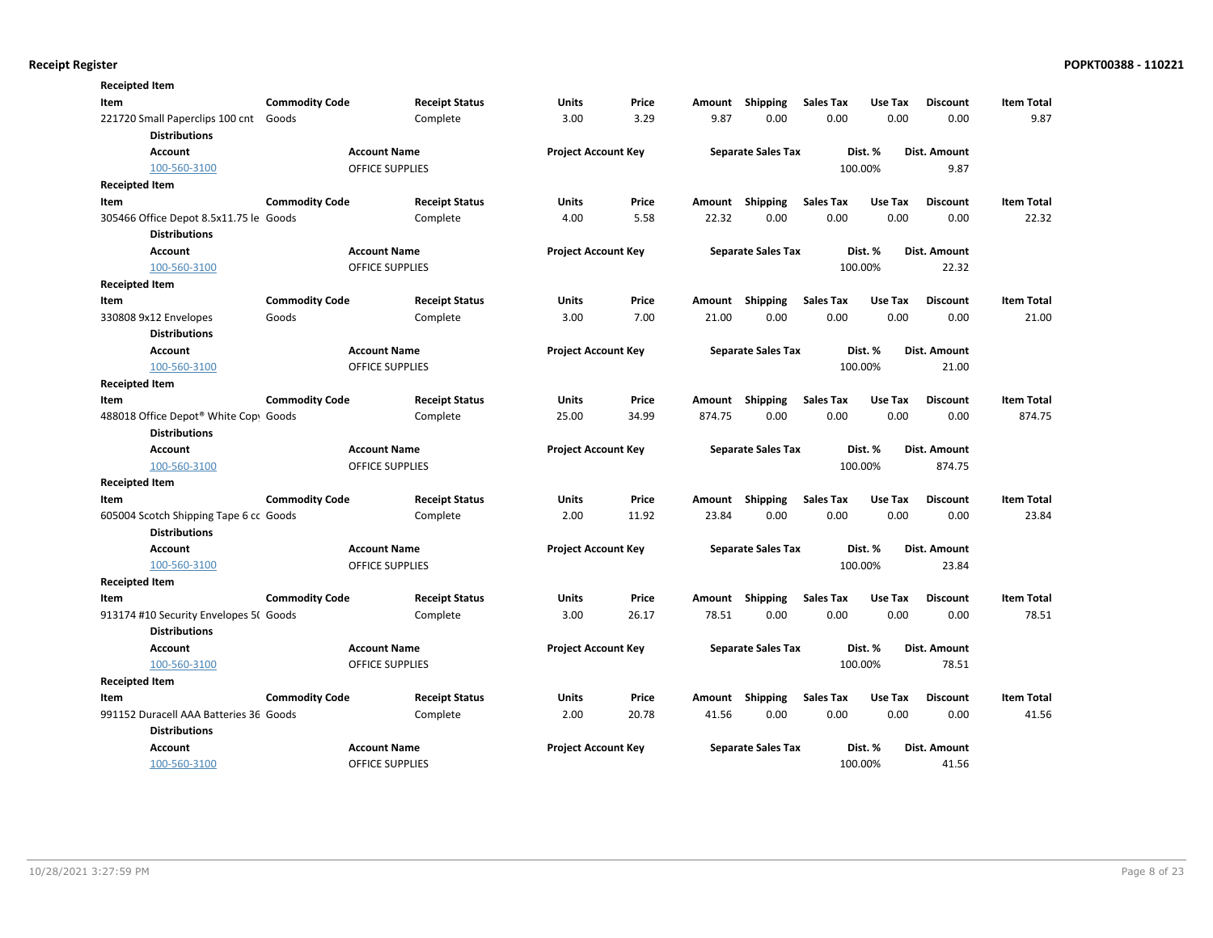## Receipt Register

**POPKT00388 - 110221**

**Receipted Item**

| Item | Commodity Code | Receipt Status | Units | Price | Amount | Shipping | Sales Tax | Use Tax | Discount | Item Total |
|---|---|---|---|---|---|---|---|---|---|---|
| 221720 Small Paperclips 100 cnt | Goods | Complete | 3.00 | 3.29 | 9.87 | 0.00 | 0.00 | 0.00 | 0.00 | 9.87 |

**Distributions**

| Account | Account Name | Project Account Key | Separate Sales Tax | Dist. % | Dist. Amount |
|---|---|---|---|---|---|
| 100-560-3100 | OFFICE SUPPLIES | | | 100.00% | 9.87 |

**Receipted Item**

| Item | Commodity Code | Receipt Status | Units | Price | Amount | Shipping | Sales Tax | Use Tax | Discount | Item Total |
|---|---|---|---|---|---|---|---|---|---|---|
| 305466 Office Depot 8.5x11.75 le | Goods | Complete | 4.00 | 5.58 | 22.32 | 0.00 | 0.00 | 0.00 | 0.00 | 22.32 |

**Distributions**

| Account | Account Name | Project Account Key | Separate Sales Tax | Dist. % | Dist. Amount |
|---|---|---|---|---|---|
| 100-560-3100 | OFFICE SUPPLIES | | | 100.00% | 22.32 |

**Receipted Item**

| Item | Commodity Code | Receipt Status | Units | Price | Amount | Shipping | Sales Tax | Use Tax | Discount | Item Total |
|---|---|---|---|---|---|---|---|---|---|---|
| 330808 9x12 Envelopes | Goods | Complete | 3.00 | 7.00 | 21.00 | 0.00 | 0.00 | 0.00 | 0.00 | 21.00 |

**Distributions**

| Account | Account Name | Project Account Key | Separate Sales Tax | Dist. % | Dist. Amount |
|---|---|---|---|---|---|
| 100-560-3100 | OFFICE SUPPLIES | | | 100.00% | 21.00 |

**Receipted Item**

| Item | Commodity Code | Receipt Status | Units | Price | Amount | Shipping | Sales Tax | Use Tax | Discount | Item Total |
|---|---|---|---|---|---|---|---|---|---|---|
| 488018 Office Depot® White Copy | Goods | Complete | 25.00 | 34.99 | 874.75 | 0.00 | 0.00 | 0.00 | 0.00 | 874.75 |

**Distributions**

| Account | Account Name | Project Account Key | Separate Sales Tax | Dist. % | Dist. Amount |
|---|---|---|---|---|---|
| 100-560-3100 | OFFICE SUPPLIES | | | 100.00% | 874.75 |

**Receipted Item**

| Item | Commodity Code | Receipt Status | Units | Price | Amount | Shipping | Sales Tax | Use Tax | Discount | Item Total |
|---|---|---|---|---|---|---|---|---|---|---|
| 605004 Scotch Shipping Tape 6 cc | Goods | Complete | 2.00 | 11.92 | 23.84 | 0.00 | 0.00 | 0.00 | 0.00 | 23.84 |

**Distributions**

| Account | Account Name | Project Account Key | Separate Sales Tax | Dist. % | Dist. Amount |
|---|---|---|---|---|---|
| 100-560-3100 | OFFICE SUPPLIES | | | 100.00% | 23.84 |

**Receipted Item**

| Item | Commodity Code | Receipt Status | Units | Price | Amount | Shipping | Sales Tax | Use Tax | Discount | Item Total |
|---|---|---|---|---|---|---|---|---|---|---|
| 913174 #10 Security Envelopes 5( | Goods | Complete | 3.00 | 26.17 | 78.51 | 0.00 | 0.00 | 0.00 | 0.00 | 78.51 |

**Distributions**

| Account | Account Name | Project Account Key | Separate Sales Tax | Dist. % | Dist. Amount |
|---|---|---|---|---|---|
| 100-560-3100 | OFFICE SUPPLIES | | | 100.00% | 78.51 |

**Receipted Item**

| Item | Commodity Code | Receipt Status | Units | Price | Amount | Shipping | Sales Tax | Use Tax | Discount | Item Total |
|---|---|---|---|---|---|---|---|---|---|---|
| 991152 Duracell AAA Batteries 36 | Goods | Complete | 2.00 | 20.78 | 41.56 | 0.00 | 0.00 | 0.00 | 0.00 | 41.56 |

**Distributions**

| Account | Account Name | Project Account Key | Separate Sales Tax | Dist. % | Dist. Amount |
|---|---|---|---|---|---|
| 100-560-3100 | OFFICE SUPPLIES | | | 100.00% | 41.56 |

10/28/2021 3:27:59 PM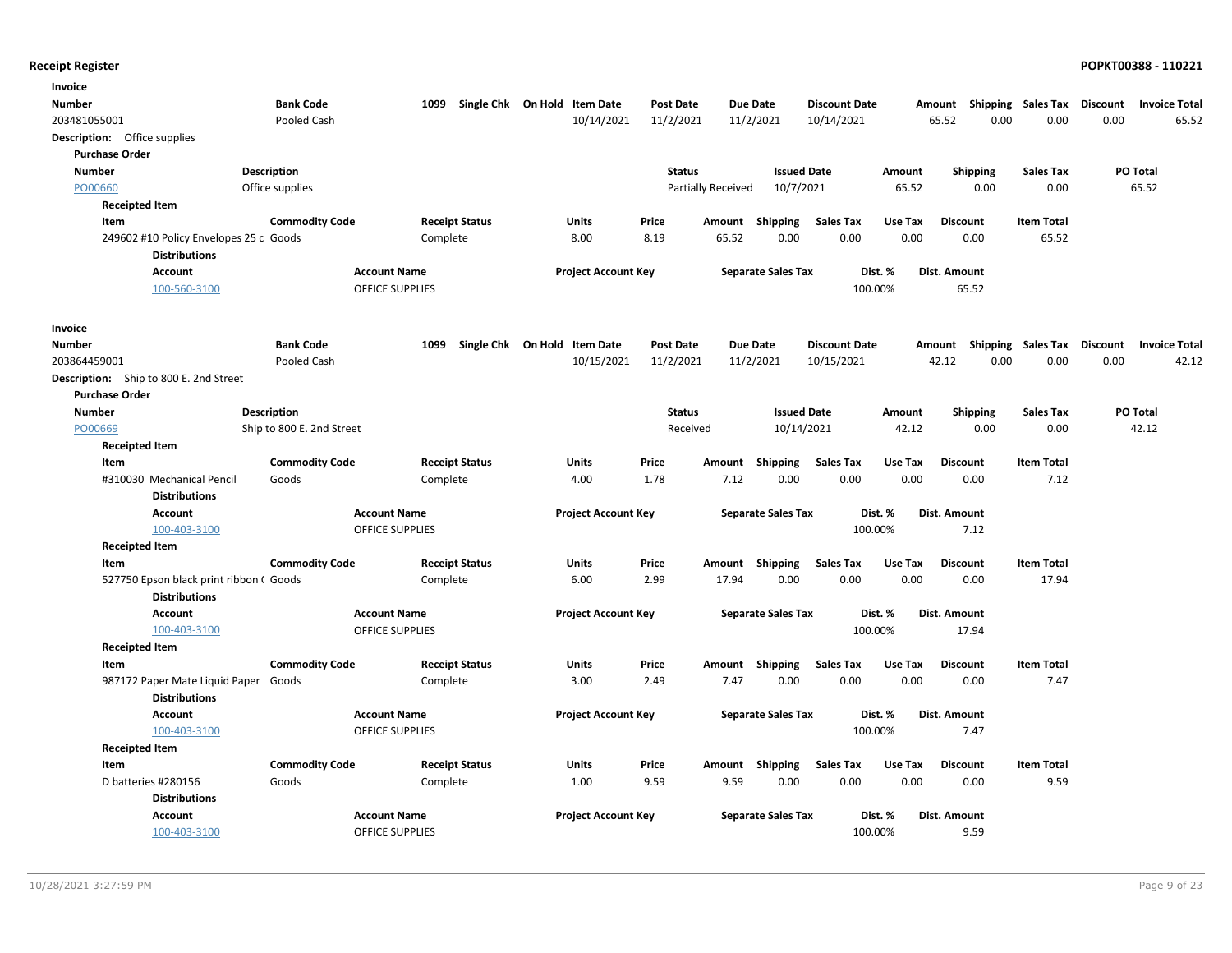## Receipt Register

POPKT00388 - 110221

**Invoice**

| Number | Bank Code | 1099 | Single Chk | On Hold | Item Date | Post Date | Due Date | Discount Date | Amount | Shipping | Sales Tax | Discount | Invoice Total |
|---|---|---|---|---|---|---|---|---|---|---|---|---|---|
| 203481055001 | Pooled Cash | | | | 10/14/2021 | 11/2/2021 | 11/2/2021 | 10/14/2021 | 65.52 | 0.00 | 0.00 | 0.00 | 65.52 |

**Description:** Office supplies

**Purchase Order**

| Number | Description | Status | Issued Date | Amount | Shipping | Sales Tax | PO Total |
|---|---|---|---|---|---|---|---|
| PO00660 | Office supplies | Partially Received | 10/7/2021 | 65.52 | 0.00 | 0.00 | 65.52 |

**Receipted Item**

| Item | Commodity Code | Receipt Status | Units | Price | Amount | Shipping | Sales Tax | Use Tax | Discount | Item Total |
|---|---|---|---|---|---|---|---|---|---|---|
| 249602 #10 Policy Envelopes 25 c | Goods | Complete | 8.00 | 8.19 | 65.52 | 0.00 | 0.00 | 0.00 | 0.00 | 65.52 |

**Distributions**

| Account | Account Name | Project Account Key | Separate Sales Tax | Dist. % | Dist. Amount |
|---|---|---|---|---|---|
| 100-560-3100 | OFFICE SUPPLIES | | | 100.00% | 65.52 |

**Invoice**

| Number | Bank Code | 1099 | Single Chk | On Hold | Item Date | Post Date | Due Date | Discount Date | Amount | Shipping | Sales Tax | Discount | Invoice Total |
|---|---|---|---|---|---|---|---|---|---|---|---|---|---|
| 203864459001 | Pooled Cash | | | | 10/15/2021 | 11/2/2021 | 11/2/2021 | 10/15/2021 | 42.12 | 0.00 | 0.00 | 0.00 | 42.12 |

**Description:** Ship to 800 E. 2nd Street

**Purchase Order**

| Number | Description | Status | Issued Date | Amount | Shipping | Sales Tax | PO Total |
|---|---|---|---|---|---|---|---|
| PO00669 | Ship to 800 E. 2nd Street | Received | 10/14/2021 | 42.12 | 0.00 | 0.00 | 42.12 |

**Receipted Item**

| Item | Commodity Code | Receipt Status | Units | Price | Amount | Shipping | Sales Tax | Use Tax | Discount | Item Total |
|---|---|---|---|---|---|---|---|---|---|---|
| #310030 Mechanical Pencil | Goods | Complete | 4.00 | 1.78 | 7.12 | 0.00 | 0.00 | 0.00 | 0.00 | 7.12 |

**Distributions**

| Account | Account Name | Project Account Key | Separate Sales Tax | Dist. % | Dist. Amount |
|---|---|---|---|---|---|
| 100-403-3100 | OFFICE SUPPLIES | | | 100.00% | 7.12 |

**Receipted Item**

| Item | Commodity Code | Receipt Status | Units | Price | Amount | Shipping | Sales Tax | Use Tax | Discount | Item Total |
|---|---|---|---|---|---|---|---|---|---|---|
| 527750 Epson black print ribbon ( | Goods | Complete | 6.00 | 2.99 | 17.94 | 0.00 | 0.00 | 0.00 | 0.00 | 17.94 |

**Distributions**

| Account | Account Name | Project Account Key | Separate Sales Tax | Dist. % | Dist. Amount |
|---|---|---|---|---|---|
| 100-403-3100 | OFFICE SUPPLIES | | | 100.00% | 17.94 |

**Receipted Item**

| Item | Commodity Code | Receipt Status | Units | Price | Amount | Shipping | Sales Tax | Use Tax | Discount | Item Total |
|---|---|---|---|---|---|---|---|---|---|---|
| 987172 Paper Mate Liquid Paper | Goods | Complete | 3.00 | 2.49 | 7.47 | 0.00 | 0.00 | 0.00 | 0.00 | 7.47 |

**Distributions**

| Account | Account Name | Project Account Key | Separate Sales Tax | Dist. % | Dist. Amount |
|---|---|---|---|---|---|
| 100-403-3100 | OFFICE SUPPLIES | | | 100.00% | 7.47 |

**Receipted Item**

| Item | Commodity Code | Receipt Status | Units | Price | Amount | Shipping | Sales Tax | Use Tax | Discount | Item Total |
|---|---|---|---|---|---|---|---|---|---|---|
| D batteries #280156 | Goods | Complete | 1.00 | 9.59 | 9.59 | 0.00 | 0.00 | 0.00 | 0.00 | 9.59 |

**Distributions**

| Account | Account Name | Project Account Key | Separate Sales Tax | Dist. % | Dist. Amount |
|---|---|---|---|---|---|
| 100-403-3100 | OFFICE SUPPLIES | | | 100.00% | 9.59 |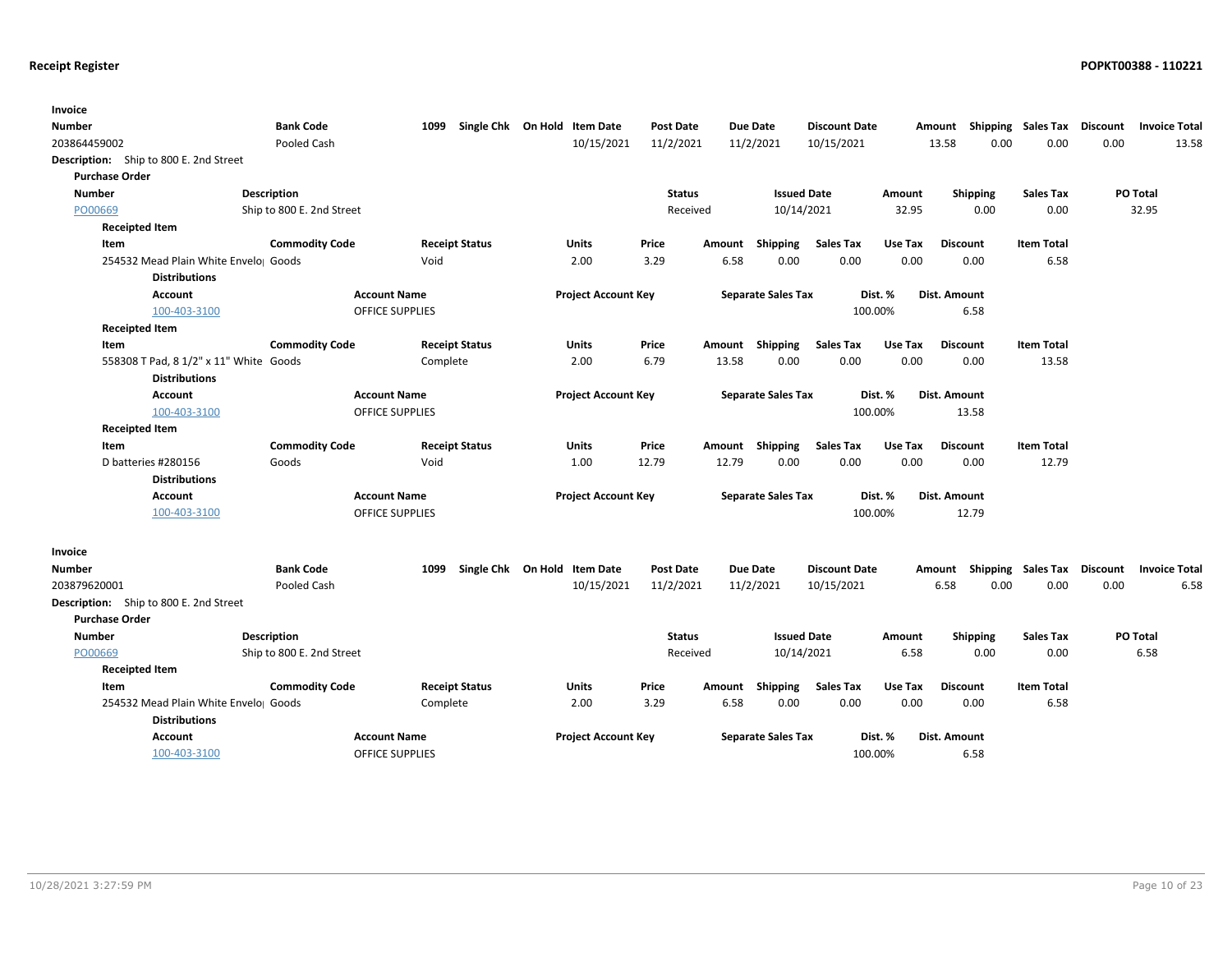**Receipt Register** — **POPKT00388 - 110221**

**Invoice**

| Number | Bank Code | 1099 | Single Chk | On Hold | Item Date | Post Date | Due Date | Discount Date | Amount | Shipping | Sales Tax | Discount | Invoice Total |
|---|---|---|---|---|---|---|---|---|---|---|---|---|---|
| 203864459002 | Pooled Cash | | | | 10/15/2021 | 11/2/2021 | 11/2/2021 | 10/15/2021 | 13.58 | 0.00 | 0.00 | 0.00 | 13.58 |

**Description:** Ship to 800 E. 2nd Street

**Purchase Order**

| Number | Description | Status | Issued Date | Amount | Shipping | Sales Tax | PO Total |
|---|---|---|---|---|---|---|---|
| PO00669 | Ship to 800 E. 2nd Street | Received | 10/14/2021 | 32.95 | 0.00 | 0.00 | 32.95 |

**Receipted Item**

| Item | Commodity Code | Receipt Status | Units | Price | Amount | Shipping | Sales Tax | Use Tax | Discount | Item Total |
|---|---|---|---|---|---|---|---|---|---|---|
| 254532 Mead Plain White Envelo | Goods | Void | 2.00 | 3.29 | 6.58 | 0.00 | 0.00 | 0.00 | 0.00 | 6.58 |

**Distributions**

| Account | Account Name | Project Account Key | Separate Sales Tax | Dist. % | Dist. Amount |
|---|---|---|---|---|---|
| 100-403-3100 | OFFICE SUPPLIES | | | 100.00% | 6.58 |

**Receipted Item**

| Item | Commodity Code | Receipt Status | Units | Price | Amount | Shipping | Sales Tax | Use Tax | Discount | Item Total |
|---|---|---|---|---|---|---|---|---|---|---|
| 558308 T Pad, 8 1/2" x 11" White | Goods | Complete | 2.00 | 6.79 | 13.58 | 0.00 | 0.00 | 0.00 | 0.00 | 13.58 |

**Distributions**

| Account | Account Name | Project Account Key | Separate Sales Tax | Dist. % | Dist. Amount |
|---|---|---|---|---|---|
| 100-403-3100 | OFFICE SUPPLIES | | | 100.00% | 13.58 |

**Receipted Item**

| Item | Commodity Code | Receipt Status | Units | Price | Amount | Shipping | Sales Tax | Use Tax | Discount | Item Total |
|---|---|---|---|---|---|---|---|---|---|---|
| D batteries #280156 | Goods | Void | 1.00 | 12.79 | 12.79 | 0.00 | 0.00 | 0.00 | 0.00 | 12.79 |

**Distributions**

| Account | Account Name | Project Account Key | Separate Sales Tax | Dist. % | Dist. Amount |
|---|---|---|---|---|---|
| 100-403-3100 | OFFICE SUPPLIES | | | 100.00% | 12.79 |

**Invoice**

| Number | Bank Code | 1099 | Single Chk | On Hold | Item Date | Post Date | Due Date | Discount Date | Amount | Shipping | Sales Tax | Discount | Invoice Total |
|---|---|---|---|---|---|---|---|---|---|---|---|---|---|
| 203879620001 | Pooled Cash | | | | 10/15/2021 | 11/2/2021 | 11/2/2021 | 10/15/2021 | 6.58 | 0.00 | 0.00 | 0.00 | 6.58 |

**Description:** Ship to 800 E. 2nd Street

**Purchase Order**

| Number | Description | Status | Issued Date | Amount | Shipping | Sales Tax | PO Total |
|---|---|---|---|---|---|---|---|
| PO00669 | Ship to 800 E. 2nd Street | Received | 10/14/2021 | 6.58 | 0.00 | 0.00 | 6.58 |

**Receipted Item**

| Item | Commodity Code | Receipt Status | Units | Price | Amount | Shipping | Sales Tax | Use Tax | Discount | Item Total |
|---|---|---|---|---|---|---|---|---|---|---|
| 254532 Mead Plain White Envelo | Goods | Complete | 2.00 | 3.29 | 6.58 | 0.00 | 0.00 | 0.00 | 0.00 | 6.58 |

**Distributions**

| Account | Account Name | Project Account Key | Separate Sales Tax | Dist. % | Dist. Amount |
|---|---|---|---|---|---|
| 100-403-3100 | OFFICE SUPPLIES | | | 100.00% | 6.58 |

10/28/2021 3:27:59 PM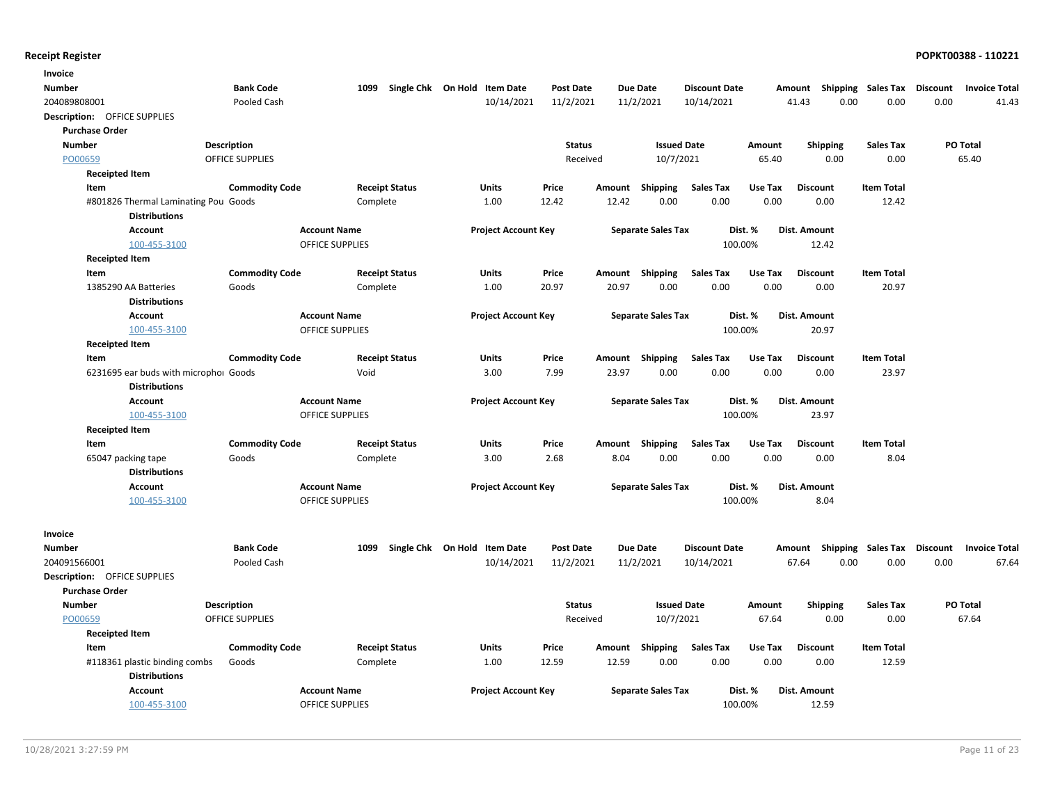**Receipt Register** **POPKT00388 - 110221**

**Invoice**

| Number | Bank Code | 1099 | Single Chk | On Hold | Item Date | Post Date | Due Date | Discount Date | Amount | Shipping | Sales Tax | Discount | Invoice Total |
|---|---|---|---|---|---|---|---|---|---|---|---|---|---|
| 204089808001 | Pooled Cash | | | | 10/14/2021 | 11/2/2021 | 11/2/2021 | 10/14/2021 | 41.43 | 0.00 | 0.00 | 0.00 | 41.43 |

**Description:** OFFICE SUPPLIES

**Purchase Order**

| Number | Description | Status | Issued Date | Amount | Shipping | Sales Tax | PO Total |
|---|---|---|---|---|---|---|---|
| PO00659 | OFFICE SUPPLIES | Received | 10/7/2021 | 65.40 | 0.00 | 0.00 | 65.40 |

**Receipted Item**

| Item | Commodity Code | Receipt Status | Units | Price | Amount | Shipping | Sales Tax | Use Tax | Discount | Item Total |
|---|---|---|---|---|---|---|---|---|---|---|
| #801826 Thermal Laminating Pou | Goods | Complete | 1.00 | 12.42 | 12.42 | 0.00 | 0.00 | 0.00 | 0.00 | 12.42 |

**Distributions**

| Account | Account Name | Project Account Key | Separate Sales Tax | Dist. % | Dist. Amount |
|---|---|---|---|---|---|
| 100-455-3100 | OFFICE SUPPLIES | | | 100.00% | 12.42 |

**Receipted Item**

| Item | Commodity Code | Receipt Status | Units | Price | Amount | Shipping | Sales Tax | Use Tax | Discount | Item Total |
|---|---|---|---|---|---|---|---|---|---|---|
| 1385290 AA Batteries | Goods | Complete | 1.00 | 20.97 | 20.97 | 0.00 | 0.00 | 0.00 | 0.00 | 20.97 |

**Distributions**

| Account | Account Name | Project Account Key | Separate Sales Tax | Dist. % | Dist. Amount |
|---|---|---|---|---|---|
| 100-455-3100 | OFFICE SUPPLIES | | | 100.00% | 20.97 |

**Receipted Item**

| Item | Commodity Code | Receipt Status | Units | Price | Amount | Shipping | Sales Tax | Use Tax | Discount | Item Total |
|---|---|---|---|---|---|---|---|---|---|---|
| 6231695 ear buds with micropho | Goods | Void | 3.00 | 7.99 | 23.97 | 0.00 | 0.00 | 0.00 | 0.00 | 23.97 |

**Distributions**

| Account | Account Name | Project Account Key | Separate Sales Tax | Dist. % | Dist. Amount |
|---|---|---|---|---|---|
| 100-455-3100 | OFFICE SUPPLIES | | | 100.00% | 23.97 |

**Receipted Item**

| Item | Commodity Code | Receipt Status | Units | Price | Amount | Shipping | Sales Tax | Use Tax | Discount | Item Total |
|---|---|---|---|---|---|---|---|---|---|---|
| 65047 packing tape | Goods | Complete | 3.00 | 2.68 | 8.04 | 0.00 | 0.00 | 0.00 | 0.00 | 8.04 |

**Distributions**

| Account | Account Name | Project Account Key | Separate Sales Tax | Dist. % | Dist. Amount |
|---|---|---|---|---|---|
| 100-455-3100 | OFFICE SUPPLIES | | | 100.00% | 8.04 |

**Invoice**

| Number | Bank Code | 1099 | Single Chk | On Hold | Item Date | Post Date | Due Date | Discount Date | Amount | Shipping | Sales Tax | Discount | Invoice Total |
|---|---|---|---|---|---|---|---|---|---|---|---|---|---|
| 204091566001 | Pooled Cash | | | | 10/14/2021 | 11/2/2021 | 11/2/2021 | 10/14/2021 | 67.64 | 0.00 | 0.00 | 0.00 | 67.64 |

**Description:** OFFICE SUPPLIES

**Purchase Order**

| Number | Description | Status | Issued Date | Amount | Shipping | Sales Tax | PO Total |
|---|---|---|---|---|---|---|---|
| PO00659 | OFFICE SUPPLIES | Received | 10/7/2021 | 67.64 | 0.00 | 0.00 | 67.64 |

**Receipted Item**

| Item | Commodity Code | Receipt Status | Units | Price | Amount | Shipping | Sales Tax | Use Tax | Discount | Item Total |
|---|---|---|---|---|---|---|---|---|---|---|
| #118361 plastic binding combs | Goods | Complete | 1.00 | 12.59 | 12.59 | 0.00 | 0.00 | 0.00 | 0.00 | 12.59 |

**Distributions**

| Account | Account Name | Project Account Key | Separate Sales Tax | Dist. % | Dist. Amount |
|---|---|---|---|---|---|
| 100-455-3100 | OFFICE SUPPLIES | | | 100.00% | 12.59 |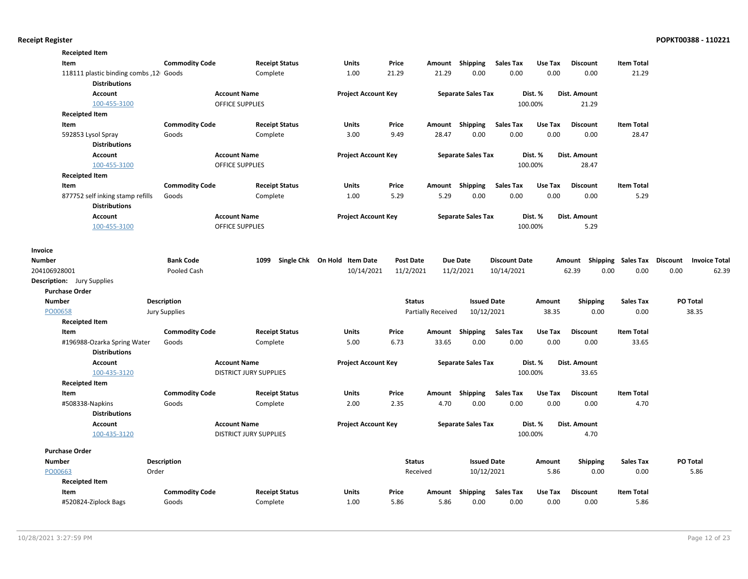**Receipted Item**

| Item | Commodity Code | Receipt Status | Units | Price | Amount | Shipping | Sales Tax | Use Tax | Discount | Item Total |
|---|---|---|---|---|---|---|---|---|---|---|
| 118111 plastic binding combs ,12 | Goods | Complete | 1.00 | 21.29 | 21.29 | 0.00 | 0.00 | 0.00 | 0.00 | 21.29 |

**Distributions**

| Account | Account Name | Project Account Key | Separate Sales Tax | Dist. % | Dist. Amount |
|---|---|---|---|---|---|
| 100-455-3100 | OFFICE SUPPLIES | | | 100.00% | 21.29 |

**Receipted Item**

| Item | Commodity Code | Receipt Status | Units | Price | Amount | Shipping | Sales Tax | Use Tax | Discount | Item Total |
|---|---|---|---|---|---|---|---|---|---|---|
| 592853 Lysol Spray | Goods | Complete | 3.00 | 9.49 | 28.47 | 0.00 | 0.00 | 0.00 | 0.00 | 28.47 |

**Distributions**

| Account | Account Name | Project Account Key | Separate Sales Tax | Dist. % | Dist. Amount |
|---|---|---|---|---|---|
| 100-455-3100 | OFFICE SUPPLIES | | | 100.00% | 28.47 |

**Receipted Item**

| Item | Commodity Code | Receipt Status | Units | Price | Amount | Shipping | Sales Tax | Use Tax | Discount | Item Total |
|---|---|---|---|---|---|---|---|---|---|---|
| 877752 self inking stamp refills | Goods | Complete | 1.00 | 5.29 | 5.29 | 0.00 | 0.00 | 0.00 | 0.00 | 5.29 |

**Distributions**

| Account | Account Name | Project Account Key | Separate Sales Tax | Dist. % | Dist. Amount |
|---|---|---|---|---|---|
| 100-455-3100 | OFFICE SUPPLIES | | | 100.00% | 5.29 |

**Invoice**

| Number | Bank Code | 1099 | Single Chk | On Hold | Item Date | Post Date | Due Date | Discount Date | Amount | Shipping | Sales Tax | Discount | Invoice Total |
|---|---|---|---|---|---|---|---|---|---|---|---|---|---|
| 204106928001 | Pooled Cash | | | | 10/14/2021 | 11/2/2021 | 11/2/2021 | 10/14/2021 | 62.39 | 0.00 | 0.00 | 0.00 | 62.39 |

**Description:** Jury Supplies

**Purchase Order**

| Number | Description | Status | Issued Date | Amount | Shipping | Sales Tax | PO Total |
|---|---|---|---|---|---|---|---|
| PO00658 | Jury Supplies | Partially Received | 10/12/2021 | 38.35 | 0.00 | 0.00 | 38.35 |

**Receipted Item**

| Item | Commodity Code | Receipt Status | Units | Price | Amount | Shipping | Sales Tax | Use Tax | Discount | Item Total |
|---|---|---|---|---|---|---|---|---|---|---|
| #196988-Ozarka Spring Water | Goods | Complete | 5.00 | 6.73 | 33.65 | 0.00 | 0.00 | 0.00 | 0.00 | 33.65 |

**Distributions**

| Account | Account Name | Project Account Key | Separate Sales Tax | Dist. % | Dist. Amount |
|---|---|---|---|---|---|
| 100-435-3120 | DISTRICT JURY SUPPLIES | | | 100.00% | 33.65 |

**Receipted Item**

| Item | Commodity Code | Receipt Status | Units | Price | Amount | Shipping | Sales Tax | Use Tax | Discount | Item Total |
|---|---|---|---|---|---|---|---|---|---|---|
| #508338-Napkins | Goods | Complete | 2.00 | 2.35 | 4.70 | 0.00 | 0.00 | 0.00 | 0.00 | 4.70 |

**Distributions**

| Account | Account Name | Project Account Key | Separate Sales Tax | Dist. % | Dist. Amount |
|---|---|---|---|---|---|
| 100-435-3120 | DISTRICT JURY SUPPLIES | | | 100.00% | 4.70 |

**Purchase Order**

| Number | Description | Status | Issued Date | Amount | Shipping | Sales Tax | PO Total |
|---|---|---|---|---|---|---|---|
| PO00663 | Order | Received | 10/12/2021 | 5.86 | 0.00 | 0.00 | 5.86 |

**Receipted Item**

| Item | Commodity Code | Receipt Status | Units | Price | Amount | Shipping | Sales Tax | Use Tax | Discount | Item Total |
|---|---|---|---|---|---|---|---|---|---|---|
| #520824-Ziplock Bags | Goods | Complete | 1.00 | 5.86 | 5.86 | 0.00 | 0.00 | 0.00 | 0.00 | 5.86 |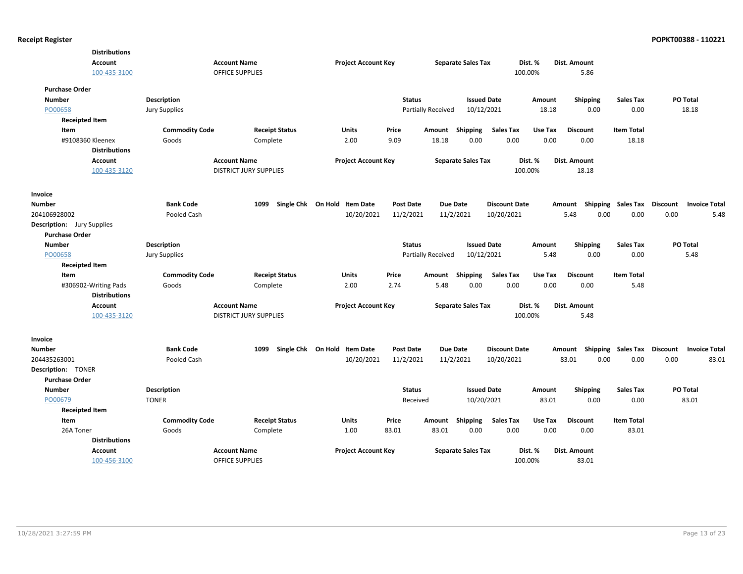**Distributions**

| Account | Account Name | Project Account Key | Separate Sales Tax | Dist. % | Dist. Amount |
|---|---|---|---|---|---|
| 100-435-3100 | OFFICE SUPPLIES | | | 100.00% | 5.86 |

**Purchase Order**

| Number | Description | Status | Issued Date | Amount | Shipping | Sales Tax | PO Total |
|---|---|---|---|---|---|---|---|
| PO00658 | Jury Supplies | Partially Received | 10/12/2021 | 18.18 | 0.00 | 0.00 | 18.18 |

**Receipted Item**

| Item | Commodity Code | Receipt Status | Units | Price | Amount | Shipping | Sales Tax | Use Tax | Discount | Item Total |
|---|---|---|---|---|---|---|---|---|---|---|
| #9108360 Kleenex | Goods | Complete | 2.00 | 9.09 | 18.18 | 0.00 | 0.00 | 0.00 | 0.00 | 18.18 |

**Distributions**

| Account | Account Name | Project Account Key | Separate Sales Tax | Dist. % | Dist. Amount |
|---|---|---|---|---|---|
| 100-435-3120 | DISTRICT JURY SUPPLIES | | | 100.00% | 18.18 |

**Invoice**

| Number | Bank Code | 1099 | Single Chk | On Hold | Item Date | Post Date | Due Date | Discount Date | Amount | Shipping | Sales Tax | Discount | Invoice Total |
|---|---|---|---|---|---|---|---|---|---|---|---|---|---|
| 204106928002 | Pooled Cash | | | | 10/20/2021 | 11/2/2021 | 11/2/2021 | 10/20/2021 | 5.48 | 0.00 | 0.00 | 0.00 | 5.48 |

**Description:** Jury Supplies

**Purchase Order**

| Number | Description | Status | Issued Date | Amount | Shipping | Sales Tax | PO Total |
|---|---|---|---|---|---|---|---|
| PO00658 | Jury Supplies | Partially Received | 10/12/2021 | 5.48 | 0.00 | 0.00 | 5.48 |

**Receipted Item**

| Item | Commodity Code | Receipt Status | Units | Price | Amount | Shipping | Sales Tax | Use Tax | Discount | Item Total |
|---|---|---|---|---|---|---|---|---|---|---|
| #306902-Writing Pads | Goods | Complete | 2.00 | 2.74 | 5.48 | 0.00 | 0.00 | 0.00 | 0.00 | 5.48 |

**Distributions**

| Account | Account Name | Project Account Key | Separate Sales Tax | Dist. % | Dist. Amount |
|---|---|---|---|---|---|
| 100-435-3120 | DISTRICT JURY SUPPLIES | | | 100.00% | 5.48 |

**Invoice**

| Number | Bank Code | 1099 | Single Chk | On Hold | Item Date | Post Date | Due Date | Discount Date | Amount | Shipping | Sales Tax | Discount | Invoice Total |
|---|---|---|---|---|---|---|---|---|---|---|---|---|---|
| 204435263001 | Pooled Cash | | | | 10/20/2021 | 11/2/2021 | 11/2/2021 | 10/20/2021 | 83.01 | 0.00 | 0.00 | 0.00 | 83.01 |

**Description:** TONER

**Purchase Order**

| Number | Description | Status | Issued Date | Amount | Shipping | Sales Tax | PO Total |
|---|---|---|---|---|---|---|---|
| PO00679 | TONER | Received | 10/20/2021 | 83.01 | 0.00 | 0.00 | 83.01 |

**Receipted Item**

| Item | Commodity Code | Receipt Status | Units | Price | Amount | Shipping | Sales Tax | Use Tax | Discount | Item Total |
|---|---|---|---|---|---|---|---|---|---|---|
| 26A Toner | Goods | Complete | 1.00 | 83.01 | 83.01 | 0.00 | 0.00 | 0.00 | 0.00 | 83.01 |

**Distributions**

| Account | Account Name | Project Account Key | Separate Sales Tax | Dist. % | Dist. Amount |
|---|---|---|---|---|---|
| 100-456-3100 | OFFICE SUPPLIES | | | 100.00% | 83.01 |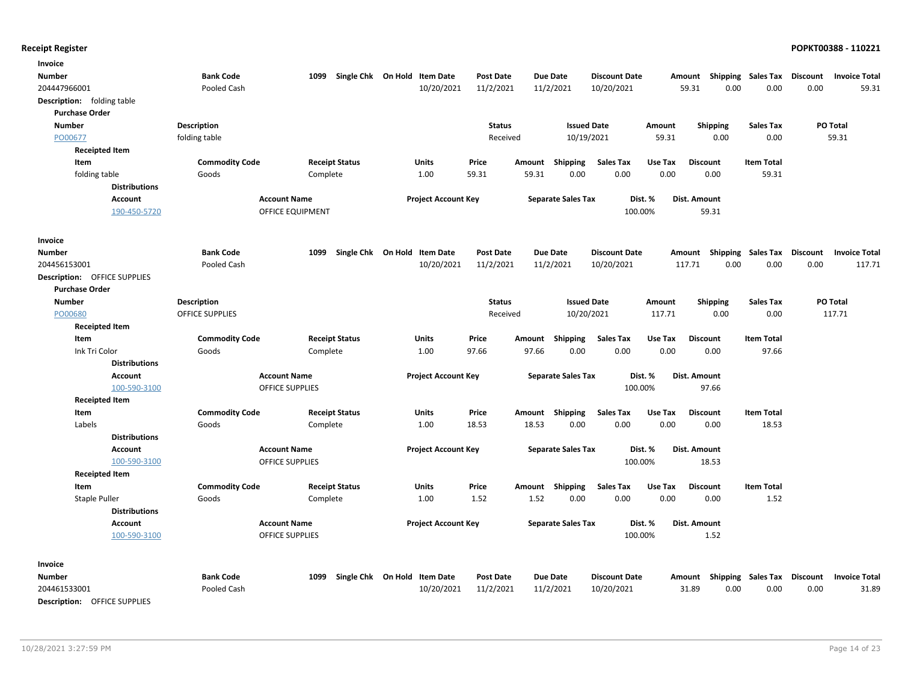## Receipt Register

**POPKT00388 - 110221**

### Invoice

| Number | Bank Code | 1099 | Single Chk | On Hold | Item Date | Post Date | Due Date | Discount Date | Amount | Shipping | Sales Tax | Discount | Invoice Total |
|---|---|---|---|---|---|---|---|---|---|---|---|---|---|
| 204447966001 | Pooled Cash | | | | 10/20/2021 | 11/2/2021 | 11/2/2021 | 10/20/2021 | 59.31 | 0.00 | 0.00 | 0.00 | 59.31 |

**Description:** folding table

**Purchase Order**

| Number | Description | Status | Issued Date | Amount | Shipping | Sales Tax | PO Total |
|---|---|---|---|---|---|---|---|
| PO00677 | folding table | Received | 10/19/2021 | 59.31 | 0.00 | 0.00 | 59.31 |

**Receipted Item**

| Item | Commodity Code | Receipt Status | Units | Price | Amount | Shipping | Sales Tax | Use Tax | Discount | Item Total |
|---|---|---|---|---|---|---|---|---|---|---|
| folding table | Goods | Complete | 1.00 | 59.31 | 59.31 | 0.00 | 0.00 | 0.00 | 0.00 | 59.31 |

**Distributions**

| Account | Account Name | Project Account Key | Separate Sales Tax | Dist. % | Dist. Amount |
|---|---|---|---|---|---|
| 190-450-5720 | OFFICE EQUIPMENT | | | 100.00% | 59.31 |

### Invoice

| Number | Bank Code | 1099 | Single Chk | On Hold | Item Date | Post Date | Due Date | Discount Date | Amount | Shipping | Sales Tax | Discount | Invoice Total |
|---|---|---|---|---|---|---|---|---|---|---|---|---|---|
| 204456153001 | Pooled Cash | | | | 10/20/2021 | 11/2/2021 | 11/2/2021 | 10/20/2021 | 117.71 | 0.00 | 0.00 | 0.00 | 117.71 |

**Description:** OFFICE SUPPLIES

**Purchase Order**

| Number | Description | Status | Issued Date | Amount | Shipping | Sales Tax | PO Total |
|---|---|---|---|---|---|---|---|
| PO00680 | OFFICE SUPPLIES | Received | 10/20/2021 | 117.71 | 0.00 | 0.00 | 117.71 |

**Receipted Item**

| Item | Commodity Code | Receipt Status | Units | Price | Amount | Shipping | Sales Tax | Use Tax | Discount | Item Total |
|---|---|---|---|---|---|---|---|---|---|---|
| Ink Tri Color | Goods | Complete | 1.00 | 97.66 | 97.66 | 0.00 | 0.00 | 0.00 | 0.00 | 97.66 |

**Distributions**

| Account | Account Name | Project Account Key | Separate Sales Tax | Dist. % | Dist. Amount |
|---|---|---|---|---|---|
| 100-590-3100 | OFFICE SUPPLIES | | | 100.00% | 97.66 |

**Receipted Item**

| Item | Commodity Code | Receipt Status | Units | Price | Amount | Shipping | Sales Tax | Use Tax | Discount | Item Total |
|---|---|---|---|---|---|---|---|---|---|---|
| Labels | Goods | Complete | 1.00 | 18.53 | 18.53 | 0.00 | 0.00 | 0.00 | 0.00 | 18.53 |

**Distributions**

| Account | Account Name | Project Account Key | Separate Sales Tax | Dist. % | Dist. Amount |
|---|---|---|---|---|---|
| 100-590-3100 | OFFICE SUPPLIES | | | 100.00% | 18.53 |

**Receipted Item**

| Item | Commodity Code | Receipt Status | Units | Price | Amount | Shipping | Sales Tax | Use Tax | Discount | Item Total |
|---|---|---|---|---|---|---|---|---|---|---|
| Staple Puller | Goods | Complete | 1.00 | 1.52 | 1.52 | 0.00 | 0.00 | 0.00 | 0.00 | 1.52 |

**Distributions**

| Account | Account Name | Project Account Key | Separate Sales Tax | Dist. % | Dist. Amount |
|---|---|---|---|---|---|
| 100-590-3100 | OFFICE SUPPLIES | | | 100.00% | 1.52 |

### Invoice

| Number | Bank Code | 1099 | Single Chk | On Hold | Item Date | Post Date | Due Date | Discount Date | Amount | Shipping | Sales Tax | Discount | Invoice Total |
|---|---|---|---|---|---|---|---|---|---|---|---|---|---|
| 204461533001 | Pooled Cash | | | | 10/20/2021 | 11/2/2021 | 11/2/2021 | 10/20/2021 | 31.89 | 0.00 | 0.00 | 0.00 | 31.89 |

**Description:** OFFICE SUPPLIES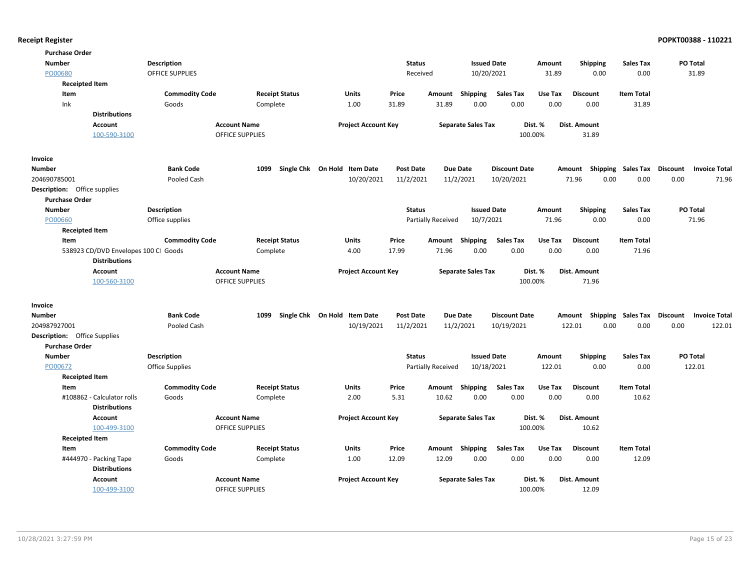**Receipt Register** **POPKT00388 - 110221**

**Purchase Order**

| Number | Description | Status | Issued Date | Amount | Shipping | Sales Tax | PO Total |
|---|---|---|---|---|---|---|---|
| PO00680 | OFFICE SUPPLIES | Received | 10/20/2021 | 31.89 | 0.00 | 0.00 | 31.89 |

**Receipted Item**

| Item | Commodity Code | Receipt Status | Units | Price | Amount | Shipping | Sales Tax | Use Tax | Discount | Item Total |
|---|---|---|---|---|---|---|---|---|---|---|
| Ink | Goods | Complete | 1.00 | 31.89 | 31.89 | 0.00 | 0.00 | 0.00 | 0.00 | 31.89 |

**Distributions**

| Account | Account Name | Project Account Key | Separate Sales Tax | Dist. % | Dist. Amount |
|---|---|---|---|---|---|
| 100-590-3100 | OFFICE SUPPLIES | | | 100.00% | 31.89 |

**Invoice**

| Number | Bank Code | 1099 | Single Chk | On Hold | Item Date | Post Date | Due Date | Discount Date | Amount | Shipping | Sales Tax | Discount | Invoice Total |
|---|---|---|---|---|---|---|---|---|---|---|---|---|---|
| 204690785001 | Pooled Cash | | | | 10/20/2021 | 11/2/2021 | 11/2/2021 | 10/20/2021 | 71.96 | 0.00 | 0.00 | 0.00 | 71.96 |

**Description:** Office supplies

**Purchase Order**

| Number | Description | Status | Issued Date | Amount | Shipping | Sales Tax | PO Total |
|---|---|---|---|---|---|---|---|
| PO00660 | Office supplies | Partially Received | 10/7/2021 | 71.96 | 0.00 | 0.00 | 71.96 |

**Receipted Item**

| Item | Commodity Code | Receipt Status | Units | Price | Amount | Shipping | Sales Tax | Use Tax | Discount | Item Total |
|---|---|---|---|---|---|---|---|---|---|---|
| 538923 CD/DVD Envelopes 100 Cl | Goods | Complete | 4.00 | 17.99 | 71.96 | 0.00 | 0.00 | 0.00 | 0.00 | 71.96 |

**Distributions**

| Account | Account Name | Project Account Key | Separate Sales Tax | Dist. % | Dist. Amount |
|---|---|---|---|---|---|
| 100-560-3100 | OFFICE SUPPLIES | | | 100.00% | 71.96 |

**Invoice**

| Number | Bank Code | 1099 | Single Chk | On Hold | Item Date | Post Date | Due Date | Discount Date | Amount | Shipping | Sales Tax | Discount | Invoice Total |
|---|---|---|---|---|---|---|---|---|---|---|---|---|---|
| 204987927001 | Pooled Cash | | | | 10/19/2021 | 11/2/2021 | 11/2/2021 | 10/19/2021 | 122.01 | 0.00 | 0.00 | 0.00 | 122.01 |

**Description:** Office Supplies

**Purchase Order**

| Number | Description | Status | Issued Date | Amount | Shipping | Sales Tax | PO Total |
|---|---|---|---|---|---|---|---|
| PO00672 | Office Supplies | Partially Received | 10/18/2021 | 122.01 | 0.00 | 0.00 | 122.01 |

**Receipted Item**

| Item | Commodity Code | Receipt Status | Units | Price | Amount | Shipping | Sales Tax | Use Tax | Discount | Item Total |
|---|---|---|---|---|---|---|---|---|---|---|
| #108862 - Calculator rolls | Goods | Complete | 2.00 | 5.31 | 10.62 | 0.00 | 0.00 | 0.00 | 0.00 | 10.62 |

**Distributions**

| Account | Account Name | Project Account Key | Separate Sales Tax | Dist. % | Dist. Amount |
|---|---|---|---|---|---|
| 100-499-3100 | OFFICE SUPPLIES | | | 100.00% | 10.62 |

**Receipted Item**

| Item | Commodity Code | Receipt Status | Units | Price | Amount | Shipping | Sales Tax | Use Tax | Discount | Item Total |
|---|---|---|---|---|---|---|---|---|---|---|
| #444970 - Packing Tape | Goods | Complete | 1.00 | 12.09 | 12.09 | 0.00 | 0.00 | 0.00 | 0.00 | 12.09 |

**Distributions**

| Account | Account Name | Project Account Key | Separate Sales Tax | Dist. % | Dist. Amount |
|---|---|---|---|---|---|
| 100-499-3100 | OFFICE SUPPLIES | | | 100.00% | 12.09 |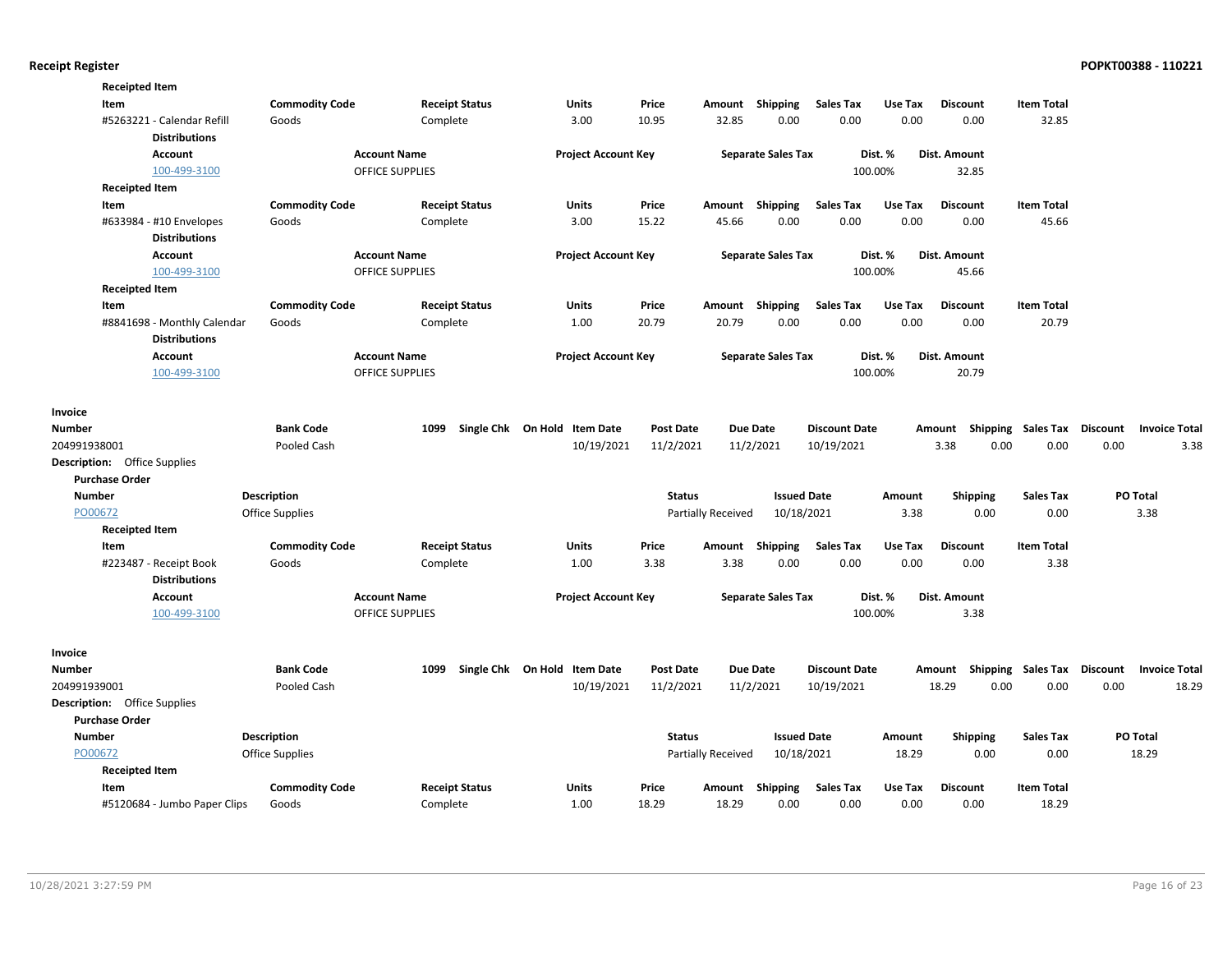**Receipted Item**

| Item | Commodity Code | Receipt Status | Units | Price | Amount | Shipping | Sales Tax | Use Tax | Discount | Item Total |
|---|---|---|---|---|---|---|---|---|---|---|
| #5263221 - Calendar Refill | Goods | Complete | 3.00 | 10.95 | 32.85 | 0.00 | 0.00 | 0.00 | 0.00 | 32.85 |

**Distributions**

| Account | Account Name | Project Account Key | Separate Sales Tax | Dist. % | Dist. Amount |
|---|---|---|---|---|---|
| 100-499-3100 | OFFICE SUPPLIES | | | 100.00% | 32.85 |

**Receipted Item**

| Item | Commodity Code | Receipt Status | Units | Price | Amount | Shipping | Sales Tax | Use Tax | Discount | Item Total |
|---|---|---|---|---|---|---|---|---|---|---|
| #633984 - #10 Envelopes | Goods | Complete | 3.00 | 15.22 | 45.66 | 0.00 | 0.00 | 0.00 | 0.00 | 45.66 |

**Distributions**

| Account | Account Name | Project Account Key | Separate Sales Tax | Dist. % | Dist. Amount |
|---|---|---|---|---|---|
| 100-499-3100 | OFFICE SUPPLIES | | | 100.00% | 45.66 |

**Receipted Item**

| Item | Commodity Code | Receipt Status | Units | Price | Amount | Shipping | Sales Tax | Use Tax | Discount | Item Total |
|---|---|---|---|---|---|---|---|---|---|---|
| #8841698 - Monthly Calendar | Goods | Complete | 1.00 | 20.79 | 20.79 | 0.00 | 0.00 | 0.00 | 0.00 | 20.79 |

**Distributions**

| Account | Account Name | Project Account Key | Separate Sales Tax | Dist. % | Dist. Amount |
|---|---|---|---|---|---|
| 100-499-3100 | OFFICE SUPPLIES | | | 100.00% | 20.79 |

**Invoice**

| Number | Bank Code | 1099 | Single Chk | On Hold | Item Date | Post Date | Due Date | Discount Date | Amount | Shipping | Sales Tax | Discount | Invoice Total |
|---|---|---|---|---|---|---|---|---|---|---|---|---|---|
| 204991938001 | Pooled Cash | | | | 10/19/2021 | 11/2/2021 | 11/2/2021 | 10/19/2021 | 3.38 | 0.00 | 0.00 | 0.00 | 3.38 |

**Description:** Office Supplies

**Purchase Order**

| Number | Description | Status | Issued Date | Amount | Shipping | Sales Tax | PO Total |
|---|---|---|---|---|---|---|---|
| PO00672 | Office Supplies | Partially Received | 10/18/2021 | 3.38 | 0.00 | 0.00 | 3.38 |

**Receipted Item**

| Item | Commodity Code | Receipt Status | Units | Price | Amount | Shipping | Sales Tax | Use Tax | Discount | Item Total |
|---|---|---|---|---|---|---|---|---|---|---|
| #223487 - Receipt Book | Goods | Complete | 1.00 | 3.38 | 3.38 | 0.00 | 0.00 | 0.00 | 0.00 | 3.38 |

**Distributions**

| Account | Account Name | Project Account Key | Separate Sales Tax | Dist. % | Dist. Amount |
|---|---|---|---|---|---|
| 100-499-3100 | OFFICE SUPPLIES | | | 100.00% | 3.38 |

**Invoice**

| Number | Bank Code | 1099 | Single Chk | On Hold | Item Date | Post Date | Due Date | Discount Date | Amount | Shipping | Sales Tax | Discount | Invoice Total |
|---|---|---|---|---|---|---|---|---|---|---|---|---|---|
| 204991939001 | Pooled Cash | | | | 10/19/2021 | 11/2/2021 | 11/2/2021 | 10/19/2021 | 18.29 | 0.00 | 0.00 | 0.00 | 18.29 |

**Description:** Office Supplies

**Purchase Order**

| Number | Description | Status | Issued Date | Amount | Shipping | Sales Tax | PO Total |
|---|---|---|---|---|---|---|---|
| PO00672 | Office Supplies | Partially Received | 10/18/2021 | 18.29 | 0.00 | 0.00 | 18.29 |

**Receipted Item**

| Item | Commodity Code | Receipt Status | Units | Price | Amount | Shipping | Sales Tax | Use Tax | Discount | Item Total |
|---|---|---|---|---|---|---|---|---|---|---|
| #5120684 - Jumbo Paper Clips | Goods | Complete | 1.00 | 18.29 | 18.29 | 0.00 | 0.00 | 0.00 | 0.00 | 18.29 |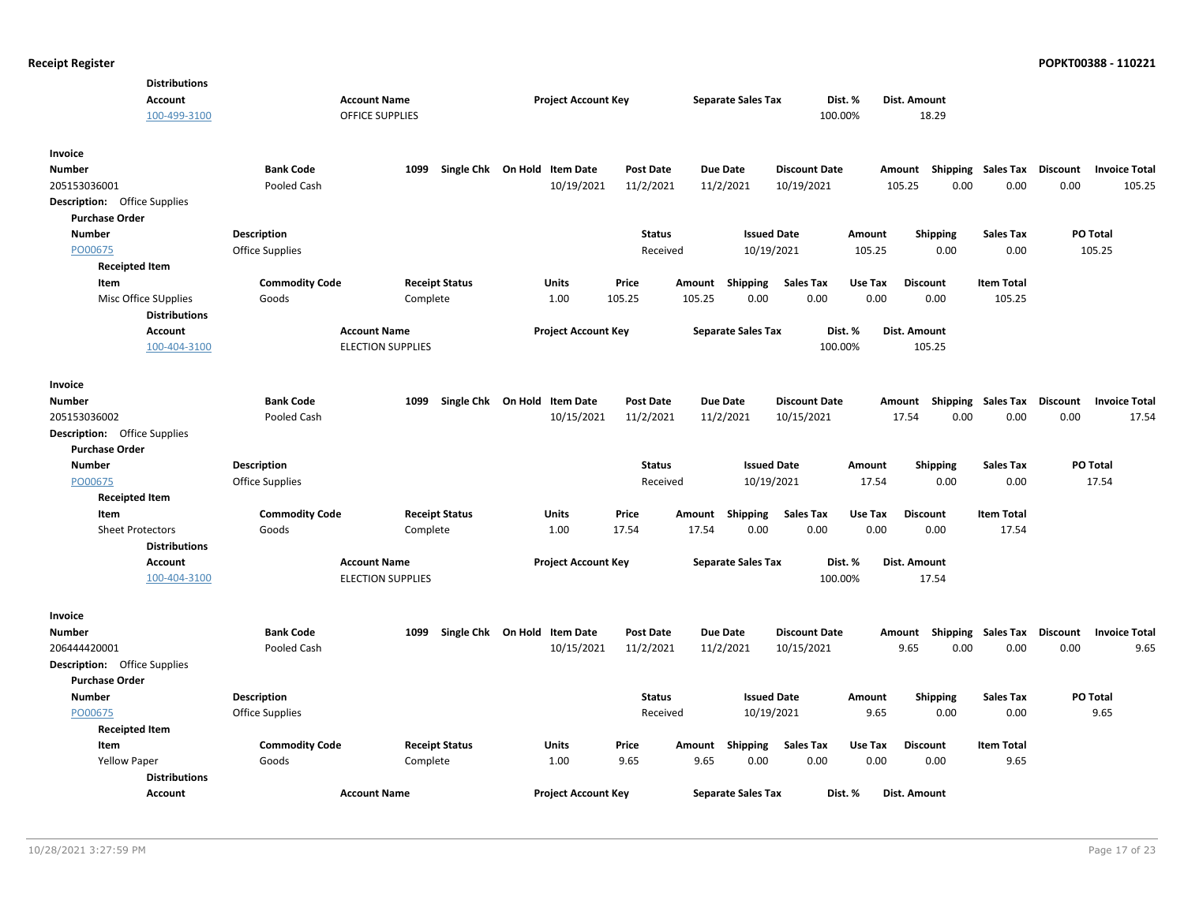**Distributions**

| Account | Account Name | Project Account Key | Separate Sales Tax | Dist. % | Dist. Amount |
|---|---|---|---|---|---|
| 100-499-3100 | OFFICE SUPPLIES | | | 100.00% | 18.29 |

**Invoice**

| Number | Bank Code | 1099 | Single Chk | On Hold | Item Date | Post Date | Due Date | Discount Date | Amount | Shipping | Sales Tax | Discount | Invoice Total |
|---|---|---|---|---|---|---|---|---|---|---|---|---|---|
| 205153036001 | Pooled Cash | | | | 10/19/2021 | 11/2/2021 | 11/2/2021 | 10/19/2021 | 105.25 | 0.00 | 0.00 | 0.00 | 105.25 |

**Description:** Office Supplies

**Purchase Order**

| Number | Description | Status | Issued Date | Amount | Shipping | Sales Tax | PO Total |
|---|---|---|---|---|---|---|---|
| PO00675 | Office Supplies | Received | 10/19/2021 | 105.25 | 0.00 | 0.00 | 105.25 |

**Receipted Item**

| Item | Commodity Code | Receipt Status | Units | Price | Amount | Shipping | Sales Tax | Use Tax | Discount | Item Total |
|---|---|---|---|---|---|---|---|---|---|---|
| Misc Office SUpplies | Goods | Complete | 1.00 | 105.25 | 105.25 | 0.00 | 0.00 | 0.00 | 0.00 | 105.25 |

**Distributions**

| Account | Account Name | Project Account Key | Separate Sales Tax | Dist. % | Dist. Amount |
|---|---|---|---|---|---|
| 100-404-3100 | ELECTION SUPPLIES | | | 100.00% | 105.25 |

**Invoice**

| Number | Bank Code | 1099 | Single Chk | On Hold | Item Date | Post Date | Due Date | Discount Date | Amount | Shipping | Sales Tax | Discount | Invoice Total |
|---|---|---|---|---|---|---|---|---|---|---|---|---|---|
| 205153036002 | Pooled Cash | | | | 10/15/2021 | 11/2/2021 | 11/2/2021 | 10/15/2021 | 17.54 | 0.00 | 0.00 | 0.00 | 17.54 |

**Description:** Office Supplies

**Purchase Order**

| Number | Description | Status | Issued Date | Amount | Shipping | Sales Tax | PO Total |
|---|---|---|---|---|---|---|---|
| PO00675 | Office Supplies | Received | 10/19/2021 | 17.54 | 0.00 | 0.00 | 17.54 |

**Receipted Item**

| Item | Commodity Code | Receipt Status | Units | Price | Amount | Shipping | Sales Tax | Use Tax | Discount | Item Total |
|---|---|---|---|---|---|---|---|---|---|---|
| Sheet Protectors | Goods | Complete | 1.00 | 17.54 | 17.54 | 0.00 | 0.00 | 0.00 | 0.00 | 17.54 |

**Distributions**

| Account | Account Name | Project Account Key | Separate Sales Tax | Dist. % | Dist. Amount |
|---|---|---|---|---|---|
| 100-404-3100 | ELECTION SUPPLIES | | | 100.00% | 17.54 |

**Invoice**

| Number | Bank Code | 1099 | Single Chk | On Hold | Item Date | Post Date | Due Date | Discount Date | Amount | Shipping | Sales Tax | Discount | Invoice Total |
|---|---|---|---|---|---|---|---|---|---|---|---|---|---|
| 206444420001 | Pooled Cash | | | | 10/15/2021 | 11/2/2021 | 11/2/2021 | 10/15/2021 | 9.65 | 0.00 | 0.00 | 0.00 | 9.65 |

**Description:** Office Supplies

**Purchase Order**

| Number | Description | Status | Issued Date | Amount | Shipping | Sales Tax | PO Total |
|---|---|---|---|---|---|---|---|
| PO00675 | Office Supplies | Received | 10/19/2021 | 9.65 | 0.00 | 0.00 | 9.65 |

**Receipted Item**

| Item | Commodity Code | Receipt Status | Units | Price | Amount | Shipping | Sales Tax | Use Tax | Discount | Item Total |
|---|---|---|---|---|---|---|---|---|---|---|
| Yellow Paper | Goods | Complete | 1.00 | 9.65 | 9.65 | 0.00 | 0.00 | 0.00 | 0.00 | 9.65 |

**Distributions**

| Account | Account Name | Project Account Key | Separate Sales Tax | Dist. % | Dist. Amount |
|---|---|---|---|---|---|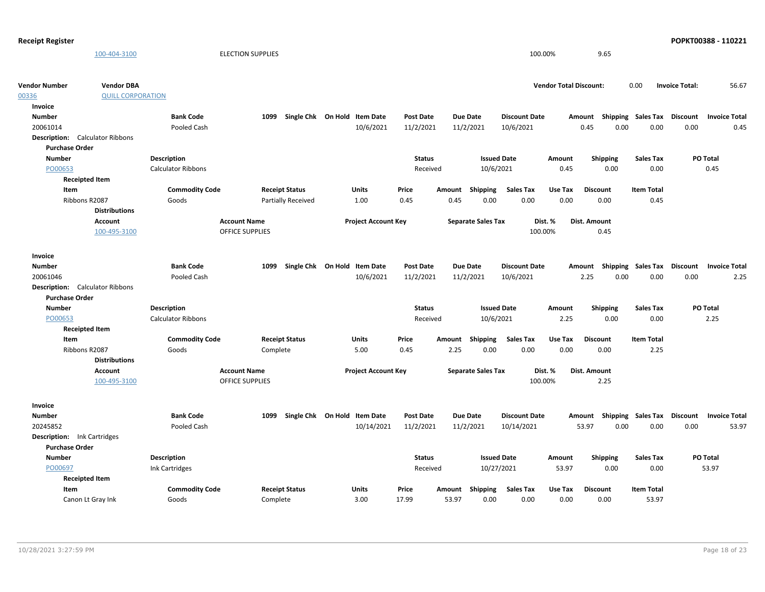| Account | Account Name | Project Account Key | Separate Sales Tax | Dist. % | Dist. Amount |
|---|---|---|---|---|---|
| 100-404-3100 | ELECTION SUPPLIES | | | 100.00% | 9.65 |

**Vendor Number** 00336 **Vendor DBA** QUILL CORPORATION **Vendor Total Discount:** 0.00 **Invoice Total:** 56.67

**Invoice**

| Number | Bank Code | 1099 | Single Chk | On Hold | Item Date | Post Date | Due Date | Discount Date | Amount | Shipping | Sales Tax | Discount | Invoice Total |
|---|---|---|---|---|---|---|---|---|---|---|---|---|---|
| 20061014 | Pooled Cash | | | | 10/6/2021 | 11/2/2021 | 11/2/2021 | 10/6/2021 | 0.45 | 0.00 | 0.00 | 0.00 | 0.45 |

**Description:** Calculator Ribbons

**Purchase Order**

| Number | Description | Status | Issued Date | Amount | Shipping | Sales Tax | PO Total |
|---|---|---|---|---|---|---|---|
| PO00653 | Calculator Ribbons | Received | 10/6/2021 | 0.45 | 0.00 | 0.00 | 0.45 |

**Receipted Item**

| Item | Commodity Code | Receipt Status | Units | Price | Amount | Shipping | Sales Tax | Use Tax | Discount | Item Total |
|---|---|---|---|---|---|---|---|---|---|---|
| Ribbons R2087 | Goods | Partially Received | 1.00 | 0.45 | 0.45 | 0.00 | 0.00 | 0.00 | 0.00 | 0.45 |

**Distributions**

| Account | Account Name | Project Account Key | Separate Sales Tax | Dist. % | Dist. Amount |
|---|---|---|---|---|---|
| 100-495-3100 | OFFICE SUPPLIES | | | 100.00% | 0.45 |

**Invoice**

| Number | Bank Code | 1099 | Single Chk | On Hold | Item Date | Post Date | Due Date | Discount Date | Amount | Shipping | Sales Tax | Discount | Invoice Total |
|---|---|---|---|---|---|---|---|---|---|---|---|---|---|
| 20061046 | Pooled Cash | | | | 10/6/2021 | 11/2/2021 | 11/2/2021 | 10/6/2021 | 2.25 | 0.00 | 0.00 | 0.00 | 2.25 |

**Description:** Calculator Ribbons

**Purchase Order**

| Number | Description | Status | Issued Date | Amount | Shipping | Sales Tax | PO Total |
|---|---|---|---|---|---|---|---|
| PO00653 | Calculator Ribbons | Received | 10/6/2021 | 2.25 | 0.00 | 0.00 | 2.25 |

**Receipted Item**

| Item | Commodity Code | Receipt Status | Units | Price | Amount | Shipping | Sales Tax | Use Tax | Discount | Item Total |
|---|---|---|---|---|---|---|---|---|---|---|
| Ribbons R2087 | Goods | Complete | 5.00 | 0.45 | 2.25 | 0.00 | 0.00 | 0.00 | 0.00 | 2.25 |

**Distributions**

| Account | Account Name | Project Account Key | Separate Sales Tax | Dist. % | Dist. Amount |
|---|---|---|---|---|---|
| 100-495-3100 | OFFICE SUPPLIES | | | 100.00% | 2.25 |

**Invoice**

| Number | Bank Code | 1099 | Single Chk | On Hold | Item Date | Post Date | Due Date | Discount Date | Amount | Shipping | Sales Tax | Discount | Invoice Total |
|---|---|---|---|---|---|---|---|---|---|---|---|---|---|
| 20245852 | Pooled Cash | | | | 10/14/2021 | 11/2/2021 | 11/2/2021 | 10/14/2021 | 53.97 | 0.00 | 0.00 | 0.00 | 53.97 |

**Description:** Ink Cartridges

**Purchase Order**

| Number | Description | Status | Issued Date | Amount | Shipping | Sales Tax | PO Total |
|---|---|---|---|---|---|---|---|
| PO00697 | Ink Cartridges | Received | 10/27/2021 | 53.97 | 0.00 | 0.00 | 53.97 |

**Receipted Item**

| Item | Commodity Code | Receipt Status | Units | Price | Amount | Shipping | Sales Tax | Use Tax | Discount | Item Total |
|---|---|---|---|---|---|---|---|---|---|---|
| Canon Lt Gray Ink | Goods | Complete | 3.00 | 17.99 | 53.97 | 0.00 | 0.00 | 0.00 | 0.00 | 53.97 |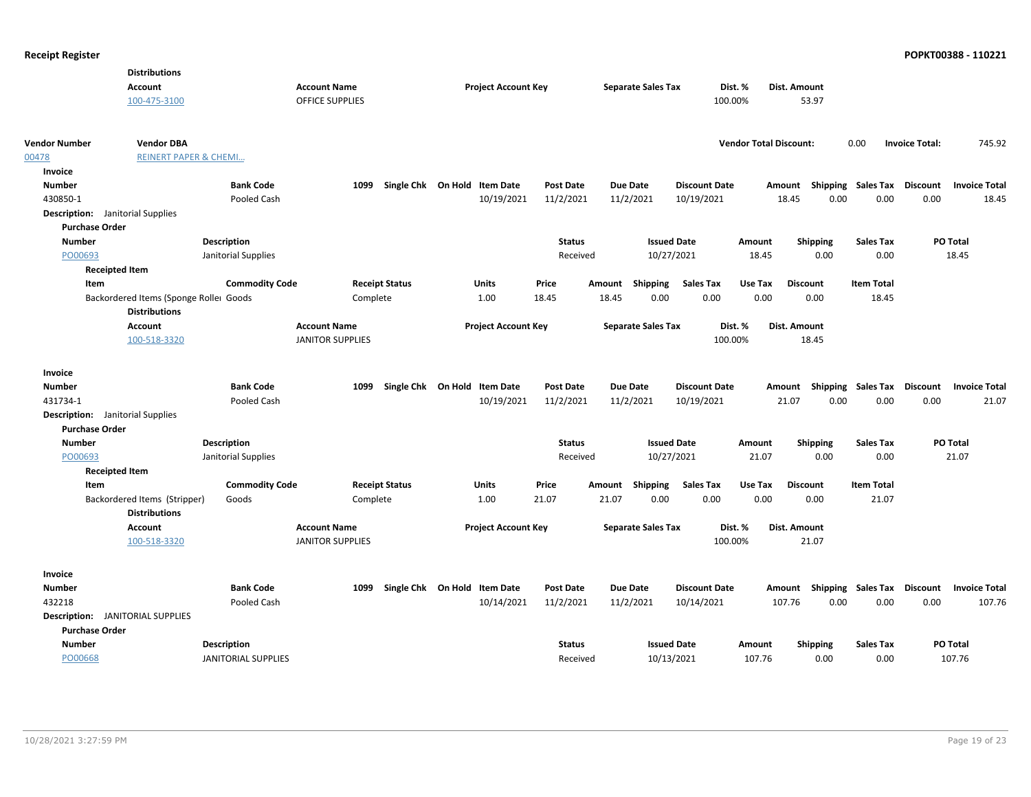**Distributions**

| Account | Account Name | Project Account Key | Separate Sales Tax | Dist. % | Dist. Amount |
|---|---|---|---|---|---|
| 100-475-3100 | OFFICE SUPPLIES | | | 100.00% | 53.97 |

| Vendor Number | Vendor DBA | Vendor Total Discount: | 0.00 | Invoice Total: | 745.92 |
|---|---|---|---|---|---|
| 00478 | REINERT PAPER & CHEMI… | | | | |

**Invoice**

| Number | Bank Code | 1099 | Single Chk | On Hold | Item Date | Post Date | Due Date | Discount Date | Amount | Shipping | Sales Tax | Discount | Invoice Total |
|---|---|---|---|---|---|---|---|---|---|---|---|---|---|
| 430850-1 | Pooled Cash | | | | 10/19/2021 | 11/2/2021 | 11/2/2021 | 10/19/2021 | 18.45 | 0.00 | 0.00 | 0.00 | 18.45 |

**Description:** Janitorial Supplies

**Purchase Order**

| Number | Description | Status | Issued Date | Amount | Shipping | Sales Tax | PO Total |
|---|---|---|---|---|---|---|---|
| PO00693 | Janitorial Supplies | Received | 10/27/2021 | 18.45 | 0.00 | 0.00 | 18.45 |

**Receipted Item**

| Item | Commodity Code | Receipt Status | Units | Price | Amount | Shipping | Sales Tax | Use Tax | Discount | Item Total |
|---|---|---|---|---|---|---|---|---|---|---|
| Backordered Items (Sponge Roller | Goods | Complete | 1.00 | 18.45 | 18.45 | 0.00 | 0.00 | 0.00 | 0.00 | 18.45 |

**Distributions**

| Account | Account Name | Project Account Key | Separate Sales Tax | Dist. % | Dist. Amount |
|---|---|---|---|---|---|
| 100-518-3320 | JANITOR SUPPLIES | | | 100.00% | 18.45 |

**Invoice**

| Number | Bank Code | 1099 | Single Chk | On Hold | Item Date | Post Date | Due Date | Discount Date | Amount | Shipping | Sales Tax | Discount | Invoice Total |
|---|---|---|---|---|---|---|---|---|---|---|---|---|---|
| 431734-1 | Pooled Cash | | | | 10/19/2021 | 11/2/2021 | 11/2/2021 | 10/19/2021 | 21.07 | 0.00 | 0.00 | 0.00 | 21.07 |

**Description:** Janitorial Supplies

**Purchase Order**

| Number | Description | Status | Issued Date | Amount | Shipping | Sales Tax | PO Total |
|---|---|---|---|---|---|---|---|
| PO00693 | Janitorial Supplies | Received | 10/27/2021 | 21.07 | 0.00 | 0.00 | 21.07 |

**Receipted Item**

| Item | Commodity Code | Receipt Status | Units | Price | Amount | Shipping | Sales Tax | Use Tax | Discount | Item Total |
|---|---|---|---|---|---|---|---|---|---|---|
| Backordered Items (Stripper) | Goods | Complete | 1.00 | 21.07 | 21.07 | 0.00 | 0.00 | 0.00 | 0.00 | 21.07 |

**Distributions**

| Account | Account Name | Project Account Key | Separate Sales Tax | Dist. % | Dist. Amount |
|---|---|---|---|---|---|
| 100-518-3320 | JANITOR SUPPLIES | | | 100.00% | 21.07 |

**Invoice**

| Number | Bank Code | 1099 | Single Chk | On Hold | Item Date | Post Date | Due Date | Discount Date | Amount | Shipping | Sales Tax | Discount | Invoice Total |
|---|---|---|---|---|---|---|---|---|---|---|---|---|---|
| 432218 | Pooled Cash | | | | 10/14/2021 | 11/2/2021 | 11/2/2021 | 10/14/2021 | 107.76 | 0.00 | 0.00 | 0.00 | 107.76 |

**Description:** JANITORIAL SUPPLIES

**Purchase Order**

| Number | Description | Status | Issued Date | Amount | Shipping | Sales Tax | PO Total |
|---|---|---|---|---|---|---|---|
| PO00668 | JANITORIAL SUPPLIES | Received | 10/13/2021 | 107.76 | 0.00 | 0.00 | 107.76 |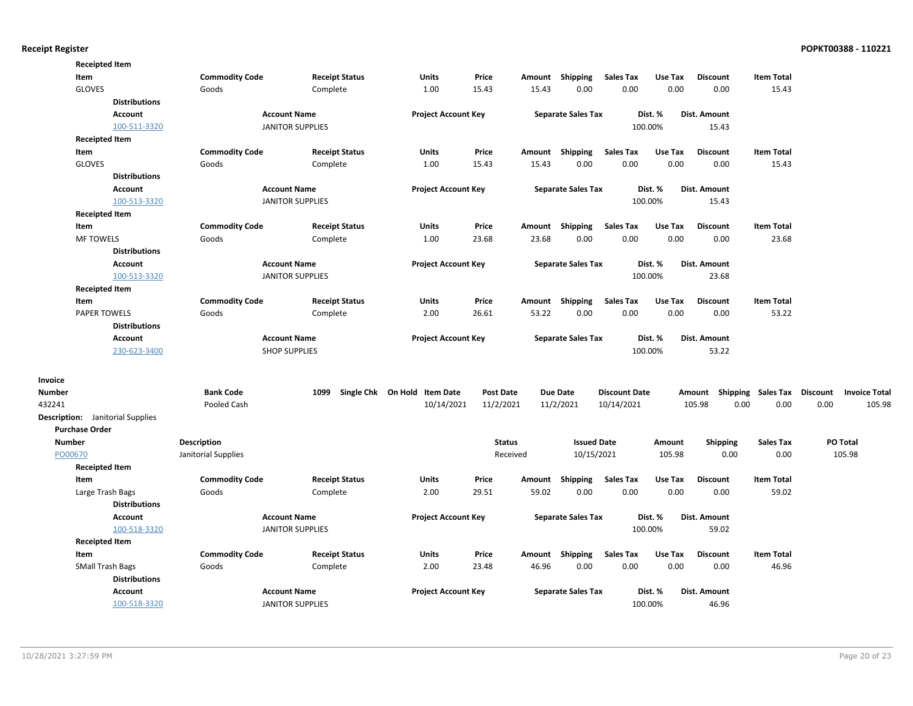**Receipt Register** POPKT00388 - 110221

**Receipted Item**

| Item | Commodity Code | Receipt Status | Units | Price | Amount | Shipping | Sales Tax | Use Tax | Discount | Item Total |
|---|---|---|---|---|---|---|---|---|---|---|
| GLOVES | Goods | Complete | 1.00 | 15.43 | 15.43 | 0.00 | 0.00 | 0.00 | 0.00 | 15.43 |

**Distributions**

| Account | Account Name | Project Account Key | Separate Sales Tax | Dist. % | Dist. Amount |
|---|---|---|---|---|---|
| 100-511-3320 | JANITOR SUPPLIES | | | 100.00% | 15.43 |

**Receipted Item**

| Item | Commodity Code | Receipt Status | Units | Price | Amount | Shipping | Sales Tax | Use Tax | Discount | Item Total |
|---|---|---|---|---|---|---|---|---|---|---|
| GLOVES | Goods | Complete | 1.00 | 15.43 | 15.43 | 0.00 | 0.00 | 0.00 | 0.00 | 15.43 |

**Distributions**

| Account | Account Name | Project Account Key | Separate Sales Tax | Dist. % | Dist. Amount |
|---|---|---|---|---|---|
| 100-513-3320 | JANITOR SUPPLIES | | | 100.00% | 15.43 |

**Receipted Item**

| Item | Commodity Code | Receipt Status | Units | Price | Amount | Shipping | Sales Tax | Use Tax | Discount | Item Total |
|---|---|---|---|---|---|---|---|---|---|---|
| MF TOWELS | Goods | Complete | 1.00 | 23.68 | 23.68 | 0.00 | 0.00 | 0.00 | 0.00 | 23.68 |

**Distributions**

| Account | Account Name | Project Account Key | Separate Sales Tax | Dist. % | Dist. Amount |
|---|---|---|---|---|---|
| 100-513-3320 | JANITOR SUPPLIES | | | 100.00% | 23.68 |

**Receipted Item**

| Item | Commodity Code | Receipt Status | Units | Price | Amount | Shipping | Sales Tax | Use Tax | Discount | Item Total |
|---|---|---|---|---|---|---|---|---|---|---|
| PAPER TOWELS | Goods | Complete | 2.00 | 26.61 | 53.22 | 0.00 | 0.00 | 0.00 | 0.00 | 53.22 |

**Distributions**

| Account | Account Name | Project Account Key | Separate Sales Tax | Dist. % | Dist. Amount |
|---|---|---|---|---|---|
| 230-623-3400 | SHOP SUPPLIES | | | 100.00% | 53.22 |

**Invoice**

| Number | Bank Code | 1099 | Single Chk | On Hold | Item Date | Post Date | Due Date | Discount Date | Amount | Shipping | Sales Tax | Discount | Invoice Total |
|---|---|---|---|---|---|---|---|---|---|---|---|---|---|
| 432241 | Pooled Cash | | | | 10/14/2021 | 11/2/2021 | 11/2/2021 | 10/14/2021 | 105.98 | 0.00 | 0.00 | 0.00 | 105.98 |

**Description:** Janitorial Supplies

**Purchase Order**

| Number | Description | Status | Issued Date | Amount | Shipping | Sales Tax | PO Total |
|---|---|---|---|---|---|---|---|
| PO00670 | Janitorial Supplies | Received | 10/15/2021 | 105.98 | 0.00 | 0.00 | 105.98 |

**Receipted Item**

| Item | Commodity Code | Receipt Status | Units | Price | Amount | Shipping | Sales Tax | Use Tax | Discount | Item Total |
|---|---|---|---|---|---|---|---|---|---|---|
| Large Trash Bags | Goods | Complete | 2.00 | 29.51 | 59.02 | 0.00 | 0.00 | 0.00 | 0.00 | 59.02 |

**Distributions**

| Account | Account Name | Project Account Key | Separate Sales Tax | Dist. % | Dist. Amount |
|---|---|---|---|---|---|
| 100-518-3320 | JANITOR SUPPLIES | | | 100.00% | 59.02 |

**Receipted Item**

| Item | Commodity Code | Receipt Status | Units | Price | Amount | Shipping | Sales Tax | Use Tax | Discount | Item Total |
|---|---|---|---|---|---|---|---|---|---|---|
| SMall Trash Bags | Goods | Complete | 2.00 | 23.48 | 46.96 | 0.00 | 0.00 | 0.00 | 0.00 | 46.96 |

**Distributions**

| Account | Account Name | Project Account Key | Separate Sales Tax | Dist. % | Dist. Amount |
|---|---|---|---|---|---|
| 100-518-3320 | JANITOR SUPPLIES | | | 100.00% | 46.96 |

10/28/2021 3:27:59 PM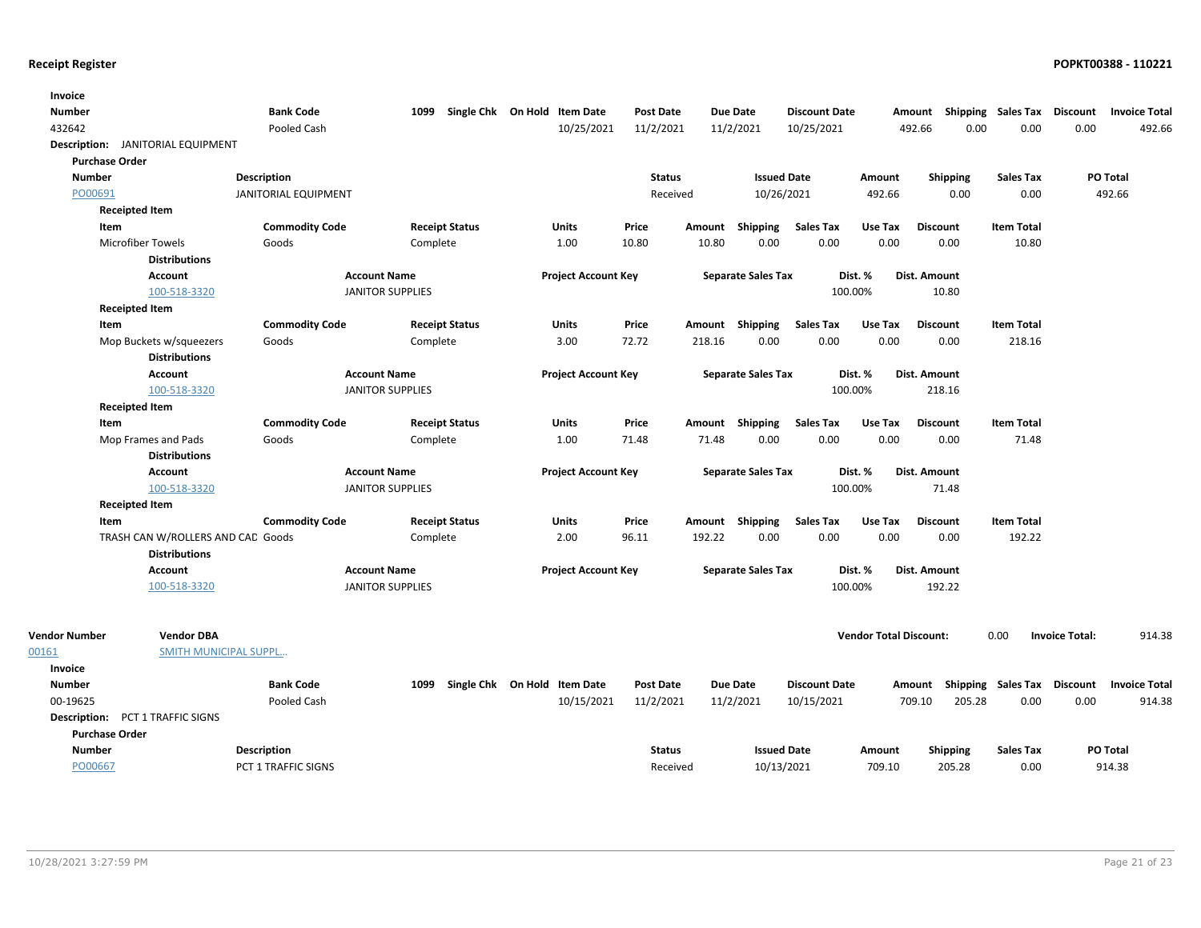## Receipt Register

**POPKT00388 - 110221**

**Invoice**

| Number | Bank Code | 1099 | Single Chk | On Hold | Item Date | Post Date | Due Date | Discount Date | Amount | Shipping | Sales Tax | Discount | Invoice Total |
|---|---|---|---|---|---|---|---|---|---|---|---|---|---|
| 432642 | Pooled Cash | | | | 10/25/2021 | 11/2/2021 | 11/2/2021 | 10/25/2021 | 492.66 | 0.00 | 0.00 | 0.00 | 492.66 |

**Description:** JANITORIAL EQUIPMENT

**Purchase Order**

| Number | Description | Status | Issued Date | Amount | Shipping | Sales Tax | PO Total |
|---|---|---|---|---|---|---|---|
| PO00691 | JANITORIAL EQUIPMENT | Received | 10/26/2021 | 492.66 | 0.00 | 0.00 | 492.66 |

**Receipted Item**

| Item | Commodity Code | Receipt Status | Units | Price | Amount | Shipping | Sales Tax | Use Tax | Discount | Item Total |
|---|---|---|---|---|---|---|---|---|---|---|
| Microfiber Towels | Goods | Complete | 1.00 | 10.80 | 10.80 | 0.00 | 0.00 | 0.00 | 0.00 | 10.80 |

**Distributions**

| Account | Account Name | Project Account Key | Separate Sales Tax | Dist. % | Dist. Amount |
|---|---|---|---|---|---|
| 100-518-3320 | JANITOR SUPPLIES | | | 100.00% | 10.80 |

**Receipted Item**

| Item | Commodity Code | Receipt Status | Units | Price | Amount | Shipping | Sales Tax | Use Tax | Discount | Item Total |
|---|---|---|---|---|---|---|---|---|---|---|
| Mop Buckets w/squeezers | Goods | Complete | 3.00 | 72.72 | 218.16 | 0.00 | 0.00 | 0.00 | 0.00 | 218.16 |

**Distributions**

| Account | Account Name | Project Account Key | Separate Sales Tax | Dist. % | Dist. Amount |
|---|---|---|---|---|---|
| 100-518-3320 | JANITOR SUPPLIES | | | 100.00% | 218.16 |

**Receipted Item**

| Item | Commodity Code | Receipt Status | Units | Price | Amount | Shipping | Sales Tax | Use Tax | Discount | Item Total |
|---|---|---|---|---|---|---|---|---|---|---|
| Mop Frames and Pads | Goods | Complete | 1.00 | 71.48 | 71.48 | 0.00 | 0.00 | 0.00 | 0.00 | 71.48 |

**Distributions**

| Account | Account Name | Project Account Key | Separate Sales Tax | Dist. % | Dist. Amount |
|---|---|---|---|---|---|
| 100-518-3320 | JANITOR SUPPLIES | | | 100.00% | 71.48 |

**Receipted Item**

| Item | Commodity Code | Receipt Status | Units | Price | Amount | Shipping | Sales Tax | Use Tax | Discount | Item Total |
|---|---|---|---|---|---|---|---|---|---|---|
| TRASH CAN W/ROLLERS AND CAD | Goods | Complete | 2.00 | 96.11 | 192.22 | 0.00 | 0.00 | 0.00 | 0.00 | 192.22 |

**Distributions**

| Account | Account Name | Project Account Key | Separate Sales Tax | Dist. % | Dist. Amount |
|---|---|---|---|---|---|
| 100-518-3320 | JANITOR SUPPLIES | | | 100.00% | 192.22 |

| Vendor Number | Vendor DBA | Vendor Total Discount: | Invoice Total: |
|---|---|---|---|
| 00161 | SMITH MUNICIPAL SUPPL... | 0.00 | 914.38 |

**Invoice**

| Number | Bank Code | 1099 | Single Chk | On Hold | Item Date | Post Date | Due Date | Discount Date | Amount | Shipping | Sales Tax | Discount | Invoice Total |
|---|---|---|---|---|---|---|---|---|---|---|---|---|---|
| 00-19625 | Pooled Cash | | | | 10/15/2021 | 11/2/2021 | 11/2/2021 | 10/15/2021 | 709.10 | 205.28 | 0.00 | 0.00 | 914.38 |

**Description:** PCT 1 TRAFFIC SIGNS

**Purchase Order**

| Number | Description | Status | Issued Date | Amount | Shipping | Sales Tax | PO Total |
|---|---|---|---|---|---|---|---|
| PO00667 | PCT 1 TRAFFIC SIGNS | Received | 10/13/2021 | 709.10 | 205.28 | 0.00 | 914.38 |

10/28/2021 3:27:59 PM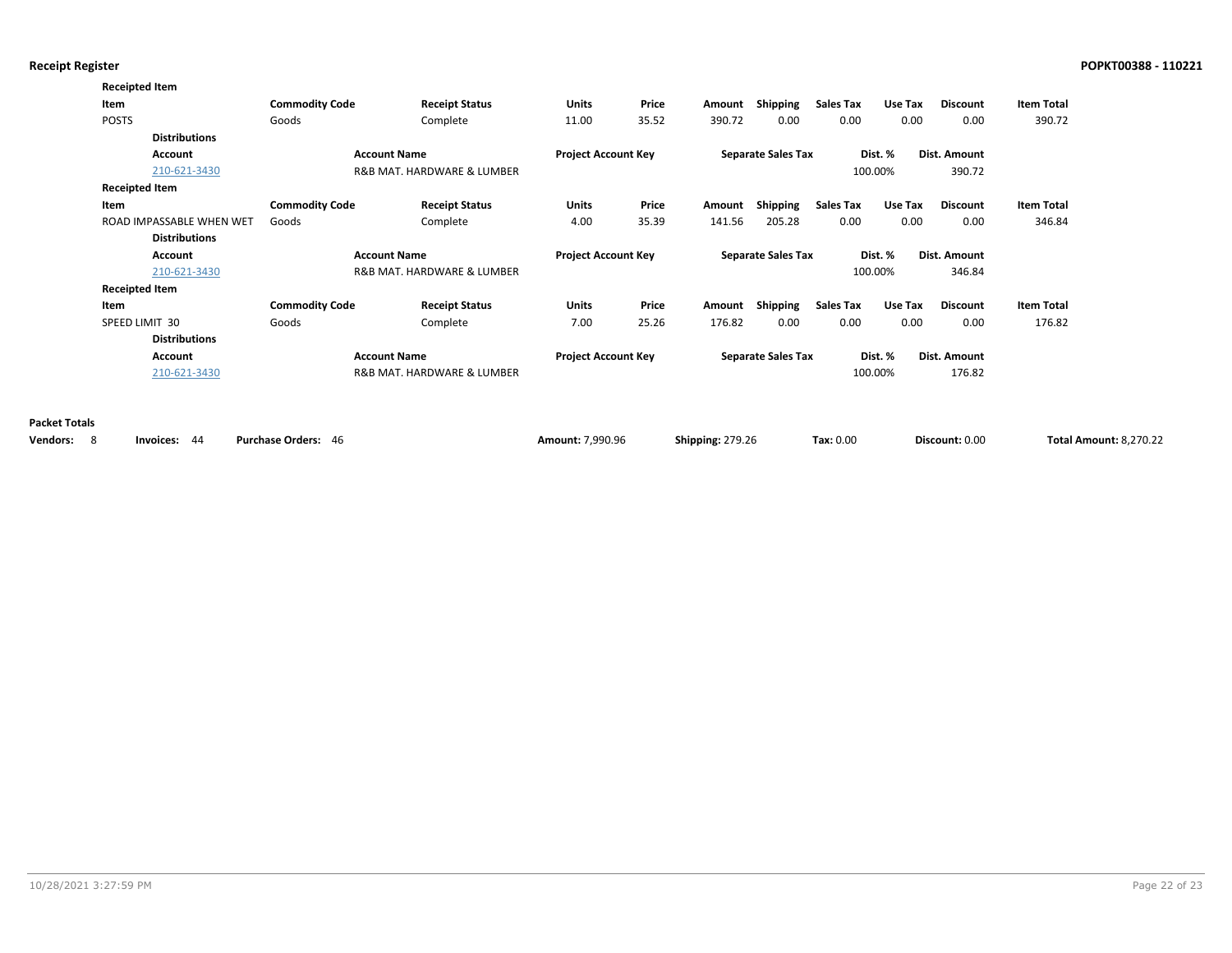**Receipted Item**

| Item | Commodity Code | Receipt Status | Units | Price | Amount | Shipping | Sales Tax | Use Tax | Discount | Item Total |
|---|---|---|---|---|---|---|---|---|---|---|
| POSTS | Goods | Complete | 11.00 | 35.52 | 390.72 | 0.00 | 0.00 | 0.00 | 0.00 | 390.72 |

**Distributions**

| Account | Account Name | Project Account Key | Separate Sales Tax | Dist. % | Dist. Amount |
|---|---|---|---|---|---|
| 210-621-3430 | R&B MAT. HARDWARE & LUMBER | | | 100.00% | 390.72 |

**Receipted Item**

| Item | Commodity Code | Receipt Status | Units | Price | Amount | Shipping | Sales Tax | Use Tax | Discount | Item Total |
|---|---|---|---|---|---|---|---|---|---|---|
| ROAD IMPASSABLE WHEN WET | Goods | Complete | 4.00 | 35.39 | 141.56 | 205.28 | 0.00 | 0.00 | 0.00 | 346.84 |

**Distributions**

| Account | Account Name | Project Account Key | Separate Sales Tax | Dist. % | Dist. Amount |
|---|---|---|---|---|---|
| 210-621-3430 | R&B MAT. HARDWARE & LUMBER | | | 100.00% | 346.84 |

**Receipted Item**

| Item | Commodity Code | Receipt Status | Units | Price | Amount | Shipping | Sales Tax | Use Tax | Discount | Item Total |
|---|---|---|---|---|---|---|---|---|---|---|
| SPEED LIMIT 30 | Goods | Complete | 7.00 | 25.26 | 176.82 | 0.00 | 0.00 | 0.00 | 0.00 | 176.82 |

**Distributions**

| Account | Account Name | Project Account Key | Separate Sales Tax | Dist. % | Dist. Amount |
|---|---|---|---|---|---|
| 210-621-3430 | R&B MAT. HARDWARE & LUMBER | | | 100.00% | 176.82 |

**Packet Totals**

| Vendors: | Invoices: | Purchase Orders: | Amount: | Shipping: | Tax: | Discount: | Total Amount: |
|---|---|---|---|---|---|---|---|
| 8 | 44 | 46 | 7,990.96 | 279.26 | 0.00 | 0.00 | 8,270.22 |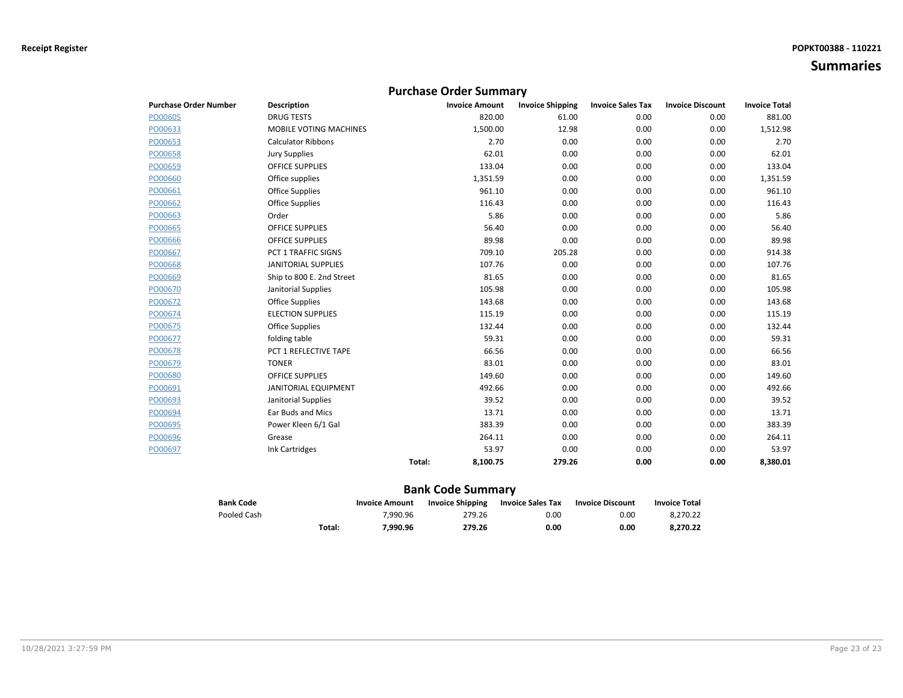Receipt Register

POPKT00388 - 110221

# Summaries

## Purchase Order Summary

| Purchase Order Number | Description | | Invoice Amount | Invoice Shipping | Invoice Sales Tax | Invoice Discount | Invoice Total |
|---|---|---|---|---|---|---|---|
| PO00605 | DRUG TESTS | | 820.00 | 61.00 | 0.00 | 0.00 | 881.00 |
| PO00633 | MOBILE VOTING MACHINES | | 1,500.00 | 12.98 | 0.00 | 0.00 | 1,512.98 |
| PO00653 | Calculator Ribbons | | 2.70 | 0.00 | 0.00 | 0.00 | 2.70 |
| PO00658 | Jury Supplies | | 62.01 | 0.00 | 0.00 | 0.00 | 62.01 |
| PO00659 | OFFICE SUPPLIES | | 133.04 | 0.00 | 0.00 | 0.00 | 133.04 |
| PO00660 | Office supplies | | 1,351.59 | 0.00 | 0.00 | 0.00 | 1,351.59 |
| PO00661 | Office Supplies | | 961.10 | 0.00 | 0.00 | 0.00 | 961.10 |
| PO00662 | Office Supplies | | 116.43 | 0.00 | 0.00 | 0.00 | 116.43 |
| PO00663 | Order | | 5.86 | 0.00 | 0.00 | 0.00 | 5.86 |
| PO00665 | OFFICE SUPPLIES | | 56.40 | 0.00 | 0.00 | 0.00 | 56.40 |
| PO00666 | OFFICE SUPPLIES | | 89.98 | 0.00 | 0.00 | 0.00 | 89.98 |
| PO00667 | PCT 1 TRAFFIC SIGNS | | 709.10 | 205.28 | 0.00 | 0.00 | 914.38 |
| PO00668 | JANITORIAL SUPPLIES | | 107.76 | 0.00 | 0.00 | 0.00 | 107.76 |
| PO00669 | Ship to 800 E. 2nd Street | | 81.65 | 0.00 | 0.00 | 0.00 | 81.65 |
| PO00670 | Janitorial Supplies | | 105.98 | 0.00 | 0.00 | 0.00 | 105.98 |
| PO00672 | Office Supplies | | 143.68 | 0.00 | 0.00 | 0.00 | 143.68 |
| PO00674 | ELECTION SUPPLIES | | 115.19 | 0.00 | 0.00 | 0.00 | 115.19 |
| PO00675 | Office Supplies | | 132.44 | 0.00 | 0.00 | 0.00 | 132.44 |
| PO00677 | folding table | | 59.31 | 0.00 | 0.00 | 0.00 | 59.31 |
| PO00678 | PCT 1 REFLECTIVE TAPE | | 66.56 | 0.00 | 0.00 | 0.00 | 66.56 |
| PO00679 | TONER | | 83.01 | 0.00 | 0.00 | 0.00 | 83.01 |
| PO00680 | OFFICE SUPPLIES | | 149.60 | 0.00 | 0.00 | 0.00 | 149.60 |
| PO00691 | JANITORIAL EQUIPMENT | | 492.66 | 0.00 | 0.00 | 0.00 | 492.66 |
| PO00693 | Janitorial Supplies | | 39.52 | 0.00 | 0.00 | 0.00 | 39.52 |
| PO00694 | Ear Buds and Mics | | 13.71 | 0.00 | 0.00 | 0.00 | 13.71 |
| PO00695 | Power Kleen 6/1 Gal | | 383.39 | 0.00 | 0.00 | 0.00 | 383.39 |
| PO00696 | Grease | | 264.11 | 0.00 | 0.00 | 0.00 | 264.11 |
| PO00697 | Ink Cartridges | | 53.97 | 0.00 | 0.00 | 0.00 | 53.97 |
| | | **Total:** | **8,100.75** | **279.26** | **0.00** | **0.00** | **8,380.01** |

## Bank Code Summary

| Bank Code | | Invoice Amount | Invoice Shipping | Invoice Sales Tax | Invoice Discount | Invoice Total |
|---|---|---|---|---|---|---|
| Pooled Cash | | 7,990.96 | 279.26 | 0.00 | 0.00 | 8,270.22 |
| | **Total:** | **7,990.96** | **279.26** | **0.00** | **0.00** | **8,270.22** |

10/28/2021 3:27:59 PM